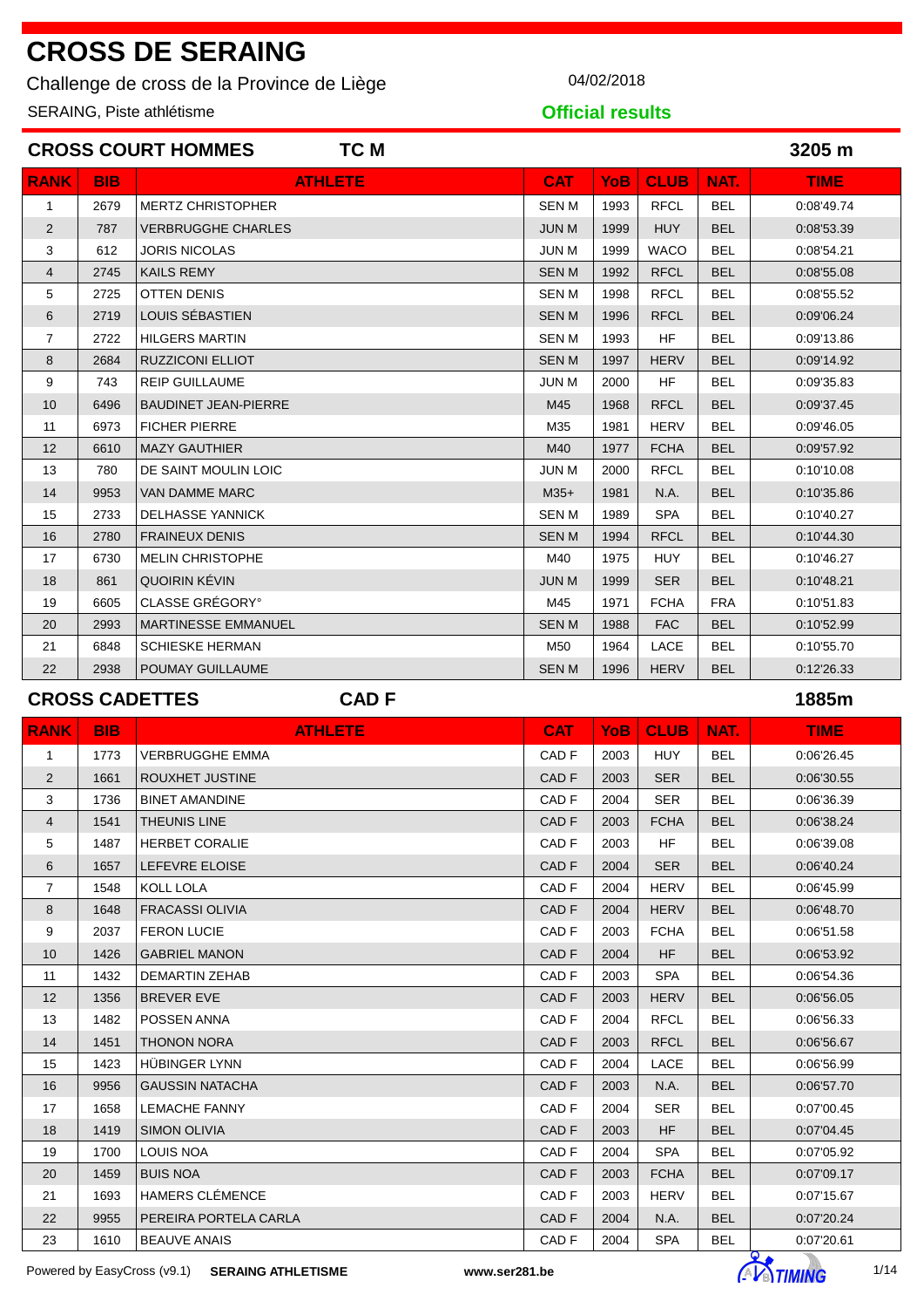# CROSS DE SERAING

Challenge de cross de la Province de Liège

04/02/2018

SERAING, Piste athlétisme

**Official results**

## CROSS COURT HOMMES TC M 3205 m

| RANK | BIB | ATHLETE | CAT | YoB | CLUB | NAT. | TIME |
|---|---|---|---|---|---|---|---|
| 1 | 2679 | MERTZ CHRISTOPHER | SEN M | 1993 | RFCL | BEL | 0:08'49.74 |
| 2 | 787 | VERBRUGGHE CHARLES | JUN M | 1999 | HUY | BEL | 0:08'53.39 |
| 3 | 612 | JORIS NICOLAS | JUN M | 1999 | WACO | BEL | 0:08'54.21 |
| 4 | 2745 | KAILS REMY | SEN M | 1992 | RFCL | BEL | 0:08'55.08 |
| 5 | 2725 | OTTEN DENIS | SEN M | 1998 | RFCL | BEL | 0:08'55.52 |
| 6 | 2719 | LOUIS SÉBASTIEN | SEN M | 1996 | RFCL | BEL | 0:09'06.24 |
| 7 | 2722 | HILGERS MARTIN | SEN M | 1993 | HF | BEL | 0:09'13.86 |
| 8 | 2684 | RUZZICONI ELLIOT | SEN M | 1997 | HERV | BEL | 0:09'14.92 |
| 9 | 743 | REIP GUILLAUME | JUN M | 2000 | HF | BEL | 0:09'35.83 |
| 10 | 6496 | BAUDINET JEAN-PIERRE | M45 | 1968 | RFCL | BEL | 0:09'37.45 |
| 11 | 6973 | FICHER PIERRE | M35 | 1981 | HERV | BEL | 0:09'46.05 |
| 12 | 6610 | MAZY GAUTHIER | M40 | 1977 | FCHA | BEL | 0:09'57.92 |
| 13 | 780 | DE SAINT MOULIN LOIC | JUN M | 2000 | RFCL | BEL | 0:10'10.08 |
| 14 | 9953 | VAN DAMME MARC | M35+ | 1981 | N.A. | BEL | 0:10'35.86 |
| 15 | 2733 | DELHASSE YANNICK | SEN M | 1989 | SPA | BEL | 0:10'40.27 |
| 16 | 2780 | FRAINEUX DENIS | SEN M | 1994 | RFCL | BEL | 0:10'44.30 |
| 17 | 6730 | MELIN CHRISTOPHE | M40 | 1975 | HUY | BEL | 0:10'46.27 |
| 18 | 861 | QUOIRIN KÉVIN | JUN M | 1999 | SER | BEL | 0:10'48.21 |
| 19 | 6605 | CLASSE GRÉGORY° | M45 | 1971 | FCHA | FRA | 0:10'51.83 |
| 20 | 2993 | MARTINESSE EMMANUEL | SEN M | 1988 | FAC | BEL | 0:10'52.99 |
| 21 | 6848 | SCHIESKE HERMAN | M50 | 1964 | LACE | BEL | 0:10'55.70 |
| 22 | 2938 | POUMAY GUILLAUME | SEN M | 1996 | HERV | BEL | 0:12'26.33 |

## CROSS CADETTES CAD F 1885m

| RANK | BIB | ATHLETE | CAT | YoB | CLUB | NAT. | TIME |
|---|---|---|---|---|---|---|---|
| 1 | 1773 | VERBRUGGHE EMMA | CAD F | 2003 | HUY | BEL | 0:06'26.45 |
| 2 | 1661 | ROUXHET JUSTINE | CAD F | 2003 | SER | BEL | 0:06'30.55 |
| 3 | 1736 | BINET AMANDINE | CAD F | 2004 | SER | BEL | 0:06'36.39 |
| 4 | 1541 | THEUNIS LINE | CAD F | 2003 | FCHA | BEL | 0:06'38.24 |
| 5 | 1487 | HERBET CORALIE | CAD F | 2003 | HF | BEL | 0:06'39.08 |
| 6 | 1657 | LEFEVRE ELOISE | CAD F | 2004 | SER | BEL | 0:06'40.24 |
| 7 | 1548 | KOLL LOLA | CAD F | 2004 | HERV | BEL | 0:06'45.99 |
| 8 | 1648 | FRACASSI OLIVIA | CAD F | 2004 | HERV | BEL | 0:06'48.70 |
| 9 | 2037 | FERON LUCIE | CAD F | 2003 | FCHA | BEL | 0:06'51.58 |
| 10 | 1426 | GABRIEL MANON | CAD F | 2004 | HF | BEL | 0:06'53.92 |
| 11 | 1432 | DEMARTIN ZEHAB | CAD F | 2003 | SPA | BEL | 0:06'54.36 |
| 12 | 1356 | BREVER EVE | CAD F | 2003 | HERV | BEL | 0:06'56.05 |
| 13 | 1482 | POSSEN ANNA | CAD F | 2004 | RFCL | BEL | 0:06'56.33 |
| 14 | 1451 | THONON NORA | CAD F | 2003 | RFCL | BEL | 0:06'56.67 |
| 15 | 1423 | HÜBINGER LYNN | CAD F | 2004 | LACE | BEL | 0:06'56.99 |
| 16 | 9956 | GAUSSIN NATACHA | CAD F | 2003 | N.A. | BEL | 0:06'57.70 |
| 17 | 1658 | LEMACHE FANNY | CAD F | 2004 | SER | BEL | 0:07'00.45 |
| 18 | 1419 | SIMON OLIVIA | CAD F | 2003 | HF | BEL | 0:07'04.45 |
| 19 | 1700 | LOUIS NOA | CAD F | 2004 | SPA | BEL | 0:07'05.92 |
| 20 | 1459 | BUIS NOA | CAD F | 2003 | FCHA | BEL | 0:07'09.17 |
| 21 | 1693 | HAMERS CLÉMENCE | CAD F | 2003 | HERV | BEL | 0:07'15.67 |
| 22 | 9955 | PEREIRA PORTELA CARLA | CAD F | 2004 | N.A. | BEL | 0:07'20.24 |
| 23 | 1610 | BEAUVE ANAIS | CAD F | 2004 | SPA | BEL | 0:07'20.61 |

Powered by EasyCross (v9.1) **SERAING ATHLETISME** www.ser281.be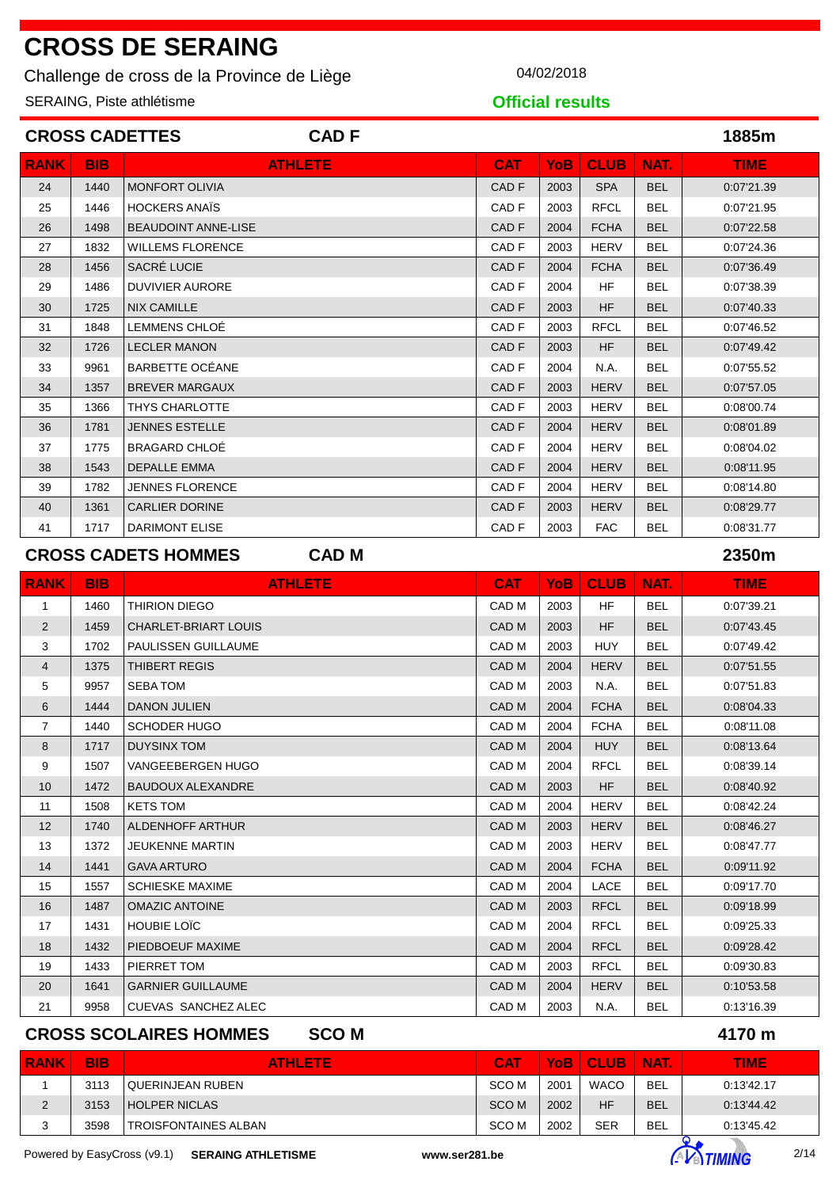# CROSS DE SERAING

Challenge de cross de la Province de Liège

04/02/2018

SERAING, Piste athlétisme

**Official results**

## CROSS CADETTES — CAD F — 1885m

| RANK | BIB | ATHLETE | CAT | YoB | CLUB | NAT. | TIME |
|---|---|---|---|---|---|---|---|
| 24 | 1440 | MONFORT OLIVIA | CAD F | 2003 | SPA | BEL | 0:07'21.39 |
| 25 | 1446 | HOCKERS ANAÏS | CAD F | 2003 | RFCL | BEL | 0:07'21.95 |
| 26 | 1498 | BEAUDOINT ANNE-LISE | CAD F | 2004 | FCHA | BEL | 0:07'22.58 |
| 27 | 1832 | WILLEMS FLORENCE | CAD F | 2003 | HERV | BEL | 0:07'24.36 |
| 28 | 1456 | SACRÉ LUCIE | CAD F | 2004 | FCHA | BEL | 0:07'36.49 |
| 29 | 1486 | DUVIVIER AURORE | CAD F | 2004 | HF | BEL | 0:07'38.39 |
| 30 | 1725 | NIX CAMILLE | CAD F | 2003 | HF | BEL | 0:07'40.33 |
| 31 | 1848 | LEMMENS CHLOÉ | CAD F | 2003 | RFCL | BEL | 0:07'46.52 |
| 32 | 1726 | LECLER MANON | CAD F | 2003 | HF | BEL | 0:07'49.42 |
| 33 | 9961 | BARBETTE OCÉANE | CAD F | 2004 | N.A. | BEL | 0:07'55.52 |
| 34 | 1357 | BREVER MARGAUX | CAD F | 2003 | HERV | BEL | 0:07'57.05 |
| 35 | 1366 | THYS CHARLOTTE | CAD F | 2003 | HERV | BEL | 0:08'00.74 |
| 36 | 1781 | JENNES ESTELLE | CAD F | 2004 | HERV | BEL | 0:08'01.89 |
| 37 | 1775 | BRAGARD CHLOÉ | CAD F | 2004 | HERV | BEL | 0:08'04.02 |
| 38 | 1543 | DEPALLE EMMA | CAD F | 2004 | HERV | BEL | 0:08'11.95 |
| 39 | 1782 | JENNES FLORENCE | CAD F | 2004 | HERV | BEL | 0:08'14.80 |
| 40 | 1361 | CARLIER DORINE | CAD F | 2003 | HERV | BEL | 0:08'29.77 |
| 41 | 1717 | DARIMONT ELISE | CAD F | 2003 | FAC | BEL | 0:08'31.77 |

## CROSS CADETS HOMMES — CAD M — 2350m

| RANK | BIB | ATHLETE | CAT | YoB | CLUB | NAT. | TIME |
|---|---|---|---|---|---|---|---|
| 1 | 1460 | THIRION DIEGO | CAD M | 2003 | HF | BEL | 0:07'39.21 |
| 2 | 1459 | CHARLET-BRIART LOUIS | CAD M | 2003 | HF | BEL | 0:07'43.45 |
| 3 | 1702 | PAULISSEN GUILLAUME | CAD M | 2003 | HUY | BEL | 0:07'49.42 |
| 4 | 1375 | THIBERT REGIS | CAD M | 2004 | HERV | BEL | 0:07'51.55 |
| 5 | 9957 | SEBA TOM | CAD M | 2003 | N.A. | BEL | 0:07'51.83 |
| 6 | 1444 | DANON JULIEN | CAD M | 2004 | FCHA | BEL | 0:08'04.33 |
| 7 | 1440 | SCHODER HUGO | CAD M | 2004 | FCHA | BEL | 0:08'11.08 |
| 8 | 1717 | DUYSINX TOM | CAD M | 2004 | HUY | BEL | 0:08'13.64 |
| 9 | 1507 | VANGEEBERGEN HUGO | CAD M | 2004 | RFCL | BEL | 0:08'39.14 |
| 10 | 1472 | BAUDOUX ALEXANDRE | CAD M | 2003 | HF | BEL | 0:08'40.92 |
| 11 | 1508 | KETS TOM | CAD M | 2004 | HERV | BEL | 0:08'42.24 |
| 12 | 1740 | ALDENHOFF ARTHUR | CAD M | 2003 | HERV | BEL | 0:08'46.27 |
| 13 | 1372 | JEUKENNE MARTIN | CAD M | 2003 | HERV | BEL | 0:08'47.77 |
| 14 | 1441 | GAVA ARTURO | CAD M | 2004 | FCHA | BEL | 0:09'11.92 |
| 15 | 1557 | SCHIESKE MAXIME | CAD M | 2004 | LACE | BEL | 0:09'17.70 |
| 16 | 1487 | OMAZIC ANTOINE | CAD M | 2003 | RFCL | BEL | 0:09'18.99 |
| 17 | 1431 | HOUBIE LOÏC | CAD M | 2004 | RFCL | BEL | 0:09'25.33 |
| 18 | 1432 | PIEDBOEUF MAXIME | CAD M | 2004 | RFCL | BEL | 0:09'28.42 |
| 19 | 1433 | PIERRET TOM | CAD M | 2003 | RFCL | BEL | 0:09'30.83 |
| 20 | 1641 | GARNIER GUILLAUME | CAD M | 2004 | HERV | BEL | 0:10'53.58 |
| 21 | 9958 | CUEVAS SANCHEZ ALEC | CAD M | 2003 | N.A. | BEL | 0:13'16.39 |

## CROSS SCOLAIRES HOMMES — SCO M — 4170 m

| RANK | BIB | ATHLETE | CAT | YoB | CLUB | NAT. | TIME |
|---|---|---|---|---|---|---|---|
| 1 | 3113 | QUERINJEAN RUBEN | SCO M | 2001 | WACO | BEL | 0:13'42.17 |
| 2 | 3153 | HOLPER NICLAS | SCO M | 2002 | HF | BEL | 0:13'44.42 |
| 3 | 3598 | TROISFONTAINES ALBAN | SCO M | 2002 | SER | BEL | 0:13'45.42 |

Powered by EasyCross (v9.1) **SERAING ATHLETISME** www.ser281.be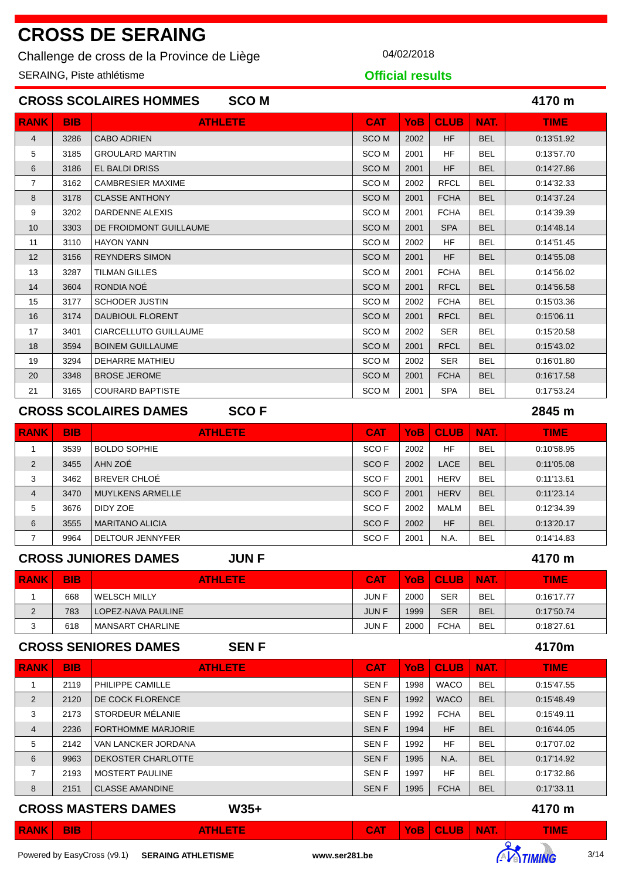# CROSS DE SERAING

Challenge de cross de la Province de Liège

04/02/2018

SERAING, Piste athlétisme

**Official results**

## CROSS SCOLAIRES HOMMES SCO M 4170 m

| RANK | BIB | ATHLETE | CAT | YoB | CLUB | NAT. | TIME |
|---|---|---|---|---|---|---|---|
| 4 | 3286 | CABO ADRIEN | SCO M | 2002 | HF | BEL | 0:13'51.92 |
| 5 | 3185 | GROULARD MARTIN | SCO M | 2001 | HF | BEL | 0:13'57.70 |
| 6 | 3186 | EL BALDI DRISS | SCO M | 2001 | HF | BEL | 0:14'27.86 |
| 7 | 3162 | CAMBRESIER MAXIME | SCO M | 2002 | RFCL | BEL | 0:14'32.33 |
| 8 | 3178 | CLASSE ANTHONY | SCO M | 2001 | FCHA | BEL | 0:14'37.24 |
| 9 | 3202 | DARDENNE ALEXIS | SCO M | 2001 | FCHA | BEL | 0:14'39.39 |
| 10 | 3303 | DE FROIDMONT GUILLAUME | SCO M | 2001 | SPA | BEL | 0:14'48.14 |
| 11 | 3110 | HAYON YANN | SCO M | 2002 | HF | BEL | 0:14'51.45 |
| 12 | 3156 | REYNDERS SIMON | SCO M | 2001 | HF | BEL | 0:14'55.08 |
| 13 | 3287 | TILMAN GILLES | SCO M | 2001 | FCHA | BEL | 0:14'56.02 |
| 14 | 3604 | RONDIA NOÉ | SCO M | 2001 | RFCL | BEL | 0:14'56.58 |
| 15 | 3177 | SCHODER JUSTIN | SCO M | 2002 | FCHA | BEL | 0:15'03.36 |
| 16 | 3174 | DAUBIOUL FLORENT | SCO M | 2001 | RFCL | BEL | 0:15'06.11 |
| 17 | 3401 | CIARCELLUTO GUILLAUME | SCO M | 2002 | SER | BEL | 0:15'20.58 |
| 18 | 3594 | BOINEM GUILLAUME | SCO M | 2001 | RFCL | BEL | 0:15'43.02 |
| 19 | 3294 | DEHARRE MATHIEU | SCO M | 2002 | SER | BEL | 0:16'01.80 |
| 20 | 3348 | BROSE JEROME | SCO M | 2001 | FCHA | BEL | 0:16'17.58 |
| 21 | 3165 | COURARD BAPTISTE | SCO M | 2001 | SPA | BEL | 0:17'53.24 |

## CROSS SCOLAIRES DAMES SCO F 2845 m

| RANK | BIB | ATHLETE | CAT | YoB | CLUB | NAT. | TIME |
|---|---|---|---|---|---|---|---|
| 1 | 3539 | BOLDO SOPHIE | SCO F | 2002 | HF | BEL | 0:10'58.95 |
| 2 | 3455 | AHN ZOÉ | SCO F | 2002 | LACE | BEL | 0:11'05.08 |
| 3 | 3462 | BREVER CHLOÉ | SCO F | 2001 | HERV | BEL | 0:11'13.61 |
| 4 | 3470 | MUYLKENS ARMELLE | SCO F | 2001 | HERV | BEL | 0:11'23.14 |
| 5 | 3676 | DIDY ZOE | SCO F | 2002 | MALM | BEL | 0:12'34.39 |
| 6 | 3555 | MARITANO ALICIA | SCO F | 2002 | HF | BEL | 0:13'20.17 |
| 7 | 9964 | DELTOUR JENNYFER | SCO F | 2001 | N.A. | BEL | 0:14'14.83 |

## CROSS JUNIORES DAMES JUN F 4170 m

| RANK | BIB | ATHLETE | CAT | YoB | CLUB | NAT. | TIME |
|---|---|---|---|---|---|---|---|
| 1 | 668 | WELSCH MILLY | JUN F | 2000 | SER | BEL | 0:16'17.77 |
| 2 | 783 | LOPEZ-NAVA PAULINE | JUN F | 1999 | SER | BEL | 0:17'50.74 |
| 3 | 618 | MANSART CHARLINE | JUN F | 2000 | FCHA | BEL | 0:18'27.61 |

## CROSS SENIORES DAMES SEN F 4170m

| RANK | BIB | ATHLETE | CAT | YoB | CLUB | NAT. | TIME |
|---|---|---|---|---|---|---|---|
| 1 | 2119 | PHILIPPE CAMILLE | SEN F | 1998 | WACO | BEL | 0:15'47.55 |
| 2 | 2120 | DE COCK FLORENCE | SEN F | 1992 | WACO | BEL | 0:15'48.49 |
| 3 | 2173 | STORDEUR MÉLANIE | SEN F | 1992 | FCHA | BEL | 0:15'49.11 |
| 4 | 2236 | FORTHOMME MARJORIE | SEN F | 1994 | HF | BEL | 0:16'44.05 |
| 5 | 2142 | VAN LANCKER JORDANA | SEN F | 1992 | HF | BEL | 0:17'07.02 |
| 6 | 9963 | DEKOSTER CHARLOTTE | SEN F | 1995 | N.A. | BEL | 0:17'14.92 |
| 7 | 2193 | MOSTERT PAULINE | SEN F | 1997 | HF | BEL | 0:17'32.86 |
| 8 | 2151 | CLASSE AMANDINE | SEN F | 1995 | FCHA | BEL | 0:17'33.11 |

## CROSS MASTERS DAMES W35+ 4170 m

| RANK | BIB | ATHLETE | CAT | YoB | CLUB | NAT. | TIME |
|---|---|---|---|---|---|---|---|

Powered by EasyCross (v9.1) **SERAING ATHLETISME** www.ser281.be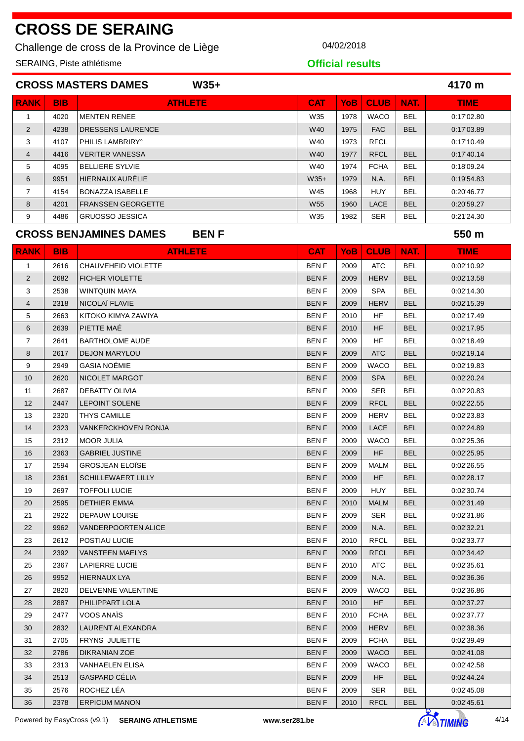# CROSS DE SERAING

Challenge de cross de la Province de Liège

04/02/2018

SERAING, Piste athlétisme

**Official results**

## CROSS MASTERS DAMES W35+ 4170 m

| RANK | BIB | ATHLETE | CAT | YoB | CLUB | NAT. | TIME |
|---|---|---|---|---|---|---|---|
| 1 | 4020 | MENTEN RENEE | W35 | 1978 | WACO | BEL | 0:17'02.80 |
| 2 | 4238 | DRESSENS LAURENCE | W40 | 1975 | FAC | BEL | 0:17'03.89 |
| 3 | 4107 | PHILIS LAMBRIRY° | W40 | 1973 | RFCL | | 0:17'10.49 |
| 4 | 4416 | VERITER VANESSA | W40 | 1977 | RFCL | BEL | 0:17'40.14 |
| 5 | 4095 | BELLIERE SYLVIE | W40 | 1974 | FCHA | BEL | 0:18'09.24 |
| 6 | 9951 | HIERNAUX AURÉLIE | W35+ | 1979 | N.A. | BEL | 0:19'54.83 |
| 7 | 4154 | BONAZZA ISABELLE | W45 | 1968 | HUY | BEL | 0:20'46.77 |
| 8 | 4201 | FRANSSEN GEORGETTE | W55 | 1960 | LACE | BEL | 0:20'59.27 |
| 9 | 4486 | GRUOSSO JESSICA | W35 | 1982 | SER | BEL | 0:21'24.30 |

## CROSS BENJAMINES DAMES BEN F 550 m

| RANK | BIB | ATHLETE | CAT | YoB | CLUB | NAT. | TIME |
|---|---|---|---|---|---|---|---|
| 1 | 2616 | CHAUVEHEID VIOLETTE | BEN F | 2009 | ATC | BEL | 0:02'10.92 |
| 2 | 2682 | FICHER VIOLETTE | BEN F | 2009 | HERV | BEL | 0:02'13.58 |
| 3 | 2538 | WINTQUIN MAYA | BEN F | 2009 | SPA | BEL | 0:02'14.30 |
| 4 | 2318 | NICOLAÏ FLAVIE | BEN F | 2009 | HERV | BEL | 0:02'15.39 |
| 5 | 2663 | KITOKO KIMYA ZAWIYA | BEN F | 2010 | HF | BEL | 0:02'17.49 |
| 6 | 2639 | PIETTE MAÉ | BEN F | 2010 | HF | BEL | 0:02'17.95 |
| 7 | 2641 | BARTHOLOME AUDE | BEN F | 2009 | HF | BEL | 0:02'18.49 |
| 8 | 2617 | DEJON MARYLOU | BEN F | 2009 | ATC | BEL | 0:02'19.14 |
| 9 | 2949 | GASIA NOÉMIE | BEN F | 2009 | WACO | BEL | 0:02'19.83 |
| 10 | 2620 | NICOLET MARGOT | BEN F | 2009 | SPA | BEL | 0:02'20.24 |
| 11 | 2687 | DEBATTY OLIVIA | BEN F | 2009 | SER | BEL | 0:02'20.83 |
| 12 | 2447 | LEPOINT SOLENE | BEN F | 2009 | RFCL | BEL | 0:02'22.55 |
| 13 | 2320 | THYS CAMILLE | BEN F | 2009 | HERV | BEL | 0:02'23.83 |
| 14 | 2323 | VANKERCKHOVEN RONJA | BEN F | 2009 | LACE | BEL | 0:02'24.89 |
| 15 | 2312 | MOOR JULIA | BEN F | 2009 | WACO | BEL | 0:02'25.36 |
| 16 | 2363 | GABRIEL JUSTINE | BEN F | 2009 | HF | BEL | 0:02'25.95 |
| 17 | 2594 | GROSJEAN ELOÏSE | BEN F | 2009 | MALM | BEL | 0:02'26.55 |
| 18 | 2361 | SCHILLEWAERT LILLY | BEN F | 2009 | HF | BEL | 0:02'28.17 |
| 19 | 2697 | TOFFOLI LUCIE | BEN F | 2009 | HUY | BEL | 0:02'30.74 |
| 20 | 2595 | DETHIER EMMA | BEN F | 2010 | MALM | BEL | 0:02'31.49 |
| 21 | 2922 | DEPAUW LOUISE | BEN F | 2009 | SER | BEL | 0:02'31.86 |
| 22 | 9962 | VANDERPOORTEN ALICE | BEN F | 2009 | N.A. | BEL | 0:02'32.21 |
| 23 | 2612 | POSTIAU LUCIE | BEN F | 2010 | RFCL | BEL | 0:02'33.77 |
| 24 | 2392 | VANSTEEN MAELYS | BEN F | 2009 | RFCL | BEL | 0:02'34.42 |
| 25 | 2367 | LAPIERRE LUCIE | BEN F | 2010 | ATC | BEL | 0:02'35.61 |
| 26 | 9952 | HIERNAUX LYA | BEN F | 2009 | N.A. | BEL | 0:02'36.36 |
| 27 | 2820 | DELVENNE VALENTINE | BEN F | 2009 | WACO | BEL | 0:02'36.86 |
| 28 | 2887 | PHILIPPART LOLA | BEN F | 2010 | HF | BEL | 0:02'37.27 |
| 29 | 2477 | VOOS ANAÏS | BEN F | 2010 | FCHA | BEL | 0:02'37.77 |
| 30 | 2832 | LAURENT ALEXANDRA | BEN F | 2009 | HERV | BEL | 0:02'38.36 |
| 31 | 2705 | FRYNS JULIETTE | BEN F | 2009 | FCHA | BEL | 0:02'39.49 |
| 32 | 2786 | DIKRANIAN ZOE | BEN F | 2009 | WACO | BEL | 0:02'41.08 |
| 33 | 2313 | VANHAELEN ELISA | BEN F | 2009 | WACO | BEL | 0:02'42.58 |
| 34 | 2513 | GASPARD CÉLIA | BEN F | 2009 | HF | BEL | 0:02'44.24 |
| 35 | 2576 | ROCHEZ LÉA | BEN F | 2009 | SER | BEL | 0:02'45.08 |
| 36 | 2378 | ERPICUM MANON | BEN F | 2010 | RFCL | BEL | 0:02'45.61 |

Powered by EasyCross (v9.1) **SERAING ATHLETISME** www.ser281.be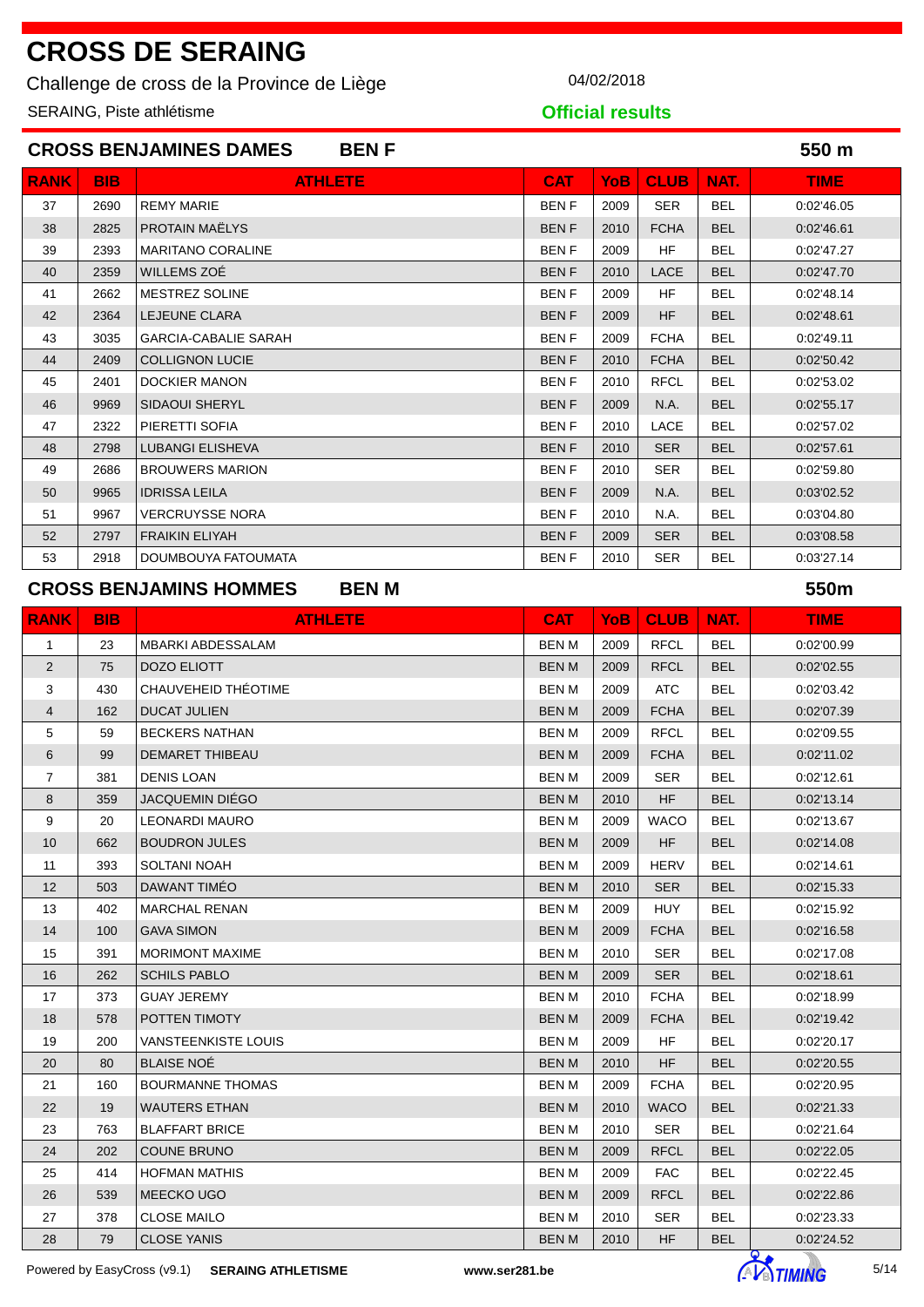# CROSS DE SERAING

Challenge de cross de la Province de Liège

04/02/2018

SERAING, Piste athlétisme

**Official results**

## CROSS BENJAMINES DAMES BEN F 550 m

| RANK | BIB | ATHLETE | CAT | YoB | CLUB | NAT. | TIME |
|---|---|---|---|---|---|---|---|
| 37 | 2690 | REMY MARIE | BEN F | 2009 | SER | BEL | 0:02'46.05 |
| 38 | 2825 | PROTAIN MAËLYS | BEN F | 2010 | FCHA | BEL | 0:02'46.61 |
| 39 | 2393 | MARITANO CORALINE | BEN F | 2009 | HF | BEL | 0:02'47.27 |
| 40 | 2359 | WILLEMS ZOÉ | BEN F | 2010 | LACE | BEL | 0:02'47.70 |
| 41 | 2662 | MESTREZ SOLINE | BEN F | 2009 | HF | BEL | 0:02'48.14 |
| 42 | 2364 | LEJEUNE CLARA | BEN F | 2009 | HF | BEL | 0:02'48.61 |
| 43 | 3035 | GARCIA-CABALIE SARAH | BEN F | 2009 | FCHA | BEL | 0:02'49.11 |
| 44 | 2409 | COLLIGNON LUCIE | BEN F | 2010 | FCHA | BEL | 0:02'50.42 |
| 45 | 2401 | DOCKIER MANON | BEN F | 2010 | RFCL | BEL | 0:02'53.02 |
| 46 | 9969 | SIDAOUI SHERYL | BEN F | 2009 | N.A. | BEL | 0:02'55.17 |
| 47 | 2322 | PIERETTI SOFIA | BEN F | 2010 | LACE | BEL | 0:02'57.02 |
| 48 | 2798 | LUBANGI ELISHEVA | BEN F | 2010 | SER | BEL | 0:02'57.61 |
| 49 | 2686 | BROUWERS MARION | BEN F | 2010 | SER | BEL | 0:02'59.80 |
| 50 | 9965 | IDRISSA LEILA | BEN F | 2009 | N.A. | BEL | 0:03'02.52 |
| 51 | 9967 | VERCRUYSSE NORA | BEN F | 2010 | N.A. | BEL | 0:03'04.80 |
| 52 | 2797 | FRAIKIN ELIYAH | BEN F | 2009 | SER | BEL | 0:03'08.58 |
| 53 | 2918 | DOUMBOUYA FATOUMATA | BEN F | 2010 | SER | BEL | 0:03'27.14 |

## CROSS BENJAMINS HOMMES BEN M 550m

| RANK | BIB | ATHLETE | CAT | YoB | CLUB | NAT. | TIME |
|---|---|---|---|---|---|---|---|
| 1 | 23 | MBARKI ABDESSALAM | BEN M | 2009 | RFCL | BEL | 0:02'00.99 |
| 2 | 75 | DOZO ELIOTT | BEN M | 2009 | RFCL | BEL | 0:02'02.55 |
| 3 | 430 | CHAUVEHEID THÉOTIME | BEN M | 2009 | ATC | BEL | 0:02'03.42 |
| 4 | 162 | DUCAT JULIEN | BEN M | 2009 | FCHA | BEL | 0:02'07.39 |
| 5 | 59 | BECKERS NATHAN | BEN M | 2009 | RFCL | BEL | 0:02'09.55 |
| 6 | 99 | DEMARET THIBEAU | BEN M | 2009 | FCHA | BEL | 0:02'11.02 |
| 7 | 381 | DENIS LOAN | BEN M | 2009 | SER | BEL | 0:02'12.61 |
| 8 | 359 | JACQUEMIN DIÉGO | BEN M | 2010 | HF | BEL | 0:02'13.14 |
| 9 | 20 | LEONARDI MAURO | BEN M | 2009 | WACO | BEL | 0:02'13.67 |
| 10 | 662 | BOUDRON JULES | BEN M | 2009 | HF | BEL | 0:02'14.08 |
| 11 | 393 | SOLTANI NOAH | BEN M | 2009 | HERV | BEL | 0:02'14.61 |
| 12 | 503 | DAWANT TIMÉO | BEN M | 2010 | SER | BEL | 0:02'15.33 |
| 13 | 402 | MARCHAL RENAN | BEN M | 2009 | HUY | BEL | 0:02'15.92 |
| 14 | 100 | GAVA SIMON | BEN M | 2009 | FCHA | BEL | 0:02'16.58 |
| 15 | 391 | MORIMONT MAXIME | BEN M | 2010 | SER | BEL | 0:02'17.08 |
| 16 | 262 | SCHILS PABLO | BEN M | 2009 | SER | BEL | 0:02'18.61 |
| 17 | 373 | GUAY JEREMY | BEN M | 2010 | FCHA | BEL | 0:02'18.99 |
| 18 | 578 | POTTEN TIMOTY | BEN M | 2009 | FCHA | BEL | 0:02'19.42 |
| 19 | 200 | VANSTEENKISTE LOUIS | BEN M | 2009 | HF | BEL | 0:02'20.17 |
| 20 | 80 | BLAISE NOÉ | BEN M | 2010 | HF | BEL | 0:02'20.55 |
| 21 | 160 | BOURMANNE THOMAS | BEN M | 2009 | FCHA | BEL | 0:02'20.95 |
| 22 | 19 | WAUTERS ETHAN | BEN M | 2010 | WACO | BEL | 0:02'21.33 |
| 23 | 763 | BLAFFART BRICE | BEN M | 2010 | SER | BEL | 0:02'21.64 |
| 24 | 202 | COUNE BRUNO | BEN M | 2009 | RFCL | BEL | 0:02'22.05 |
| 25 | 414 | HOFMAN MATHIS | BEN M | 2009 | FAC | BEL | 0:02'22.45 |
| 26 | 539 | MEECKO UGO | BEN M | 2009 | RFCL | BEL | 0:02'22.86 |
| 27 | 378 | CLOSE MAILO | BEN M | 2010 | SER | BEL | 0:02'23.33 |
| 28 | 79 | CLOSE YANIS | BEN M | 2010 | HF | BEL | 0:02'24.52 |

Powered by EasyCross (v9.1) **SERAING ATHLETISME** www.ser281.be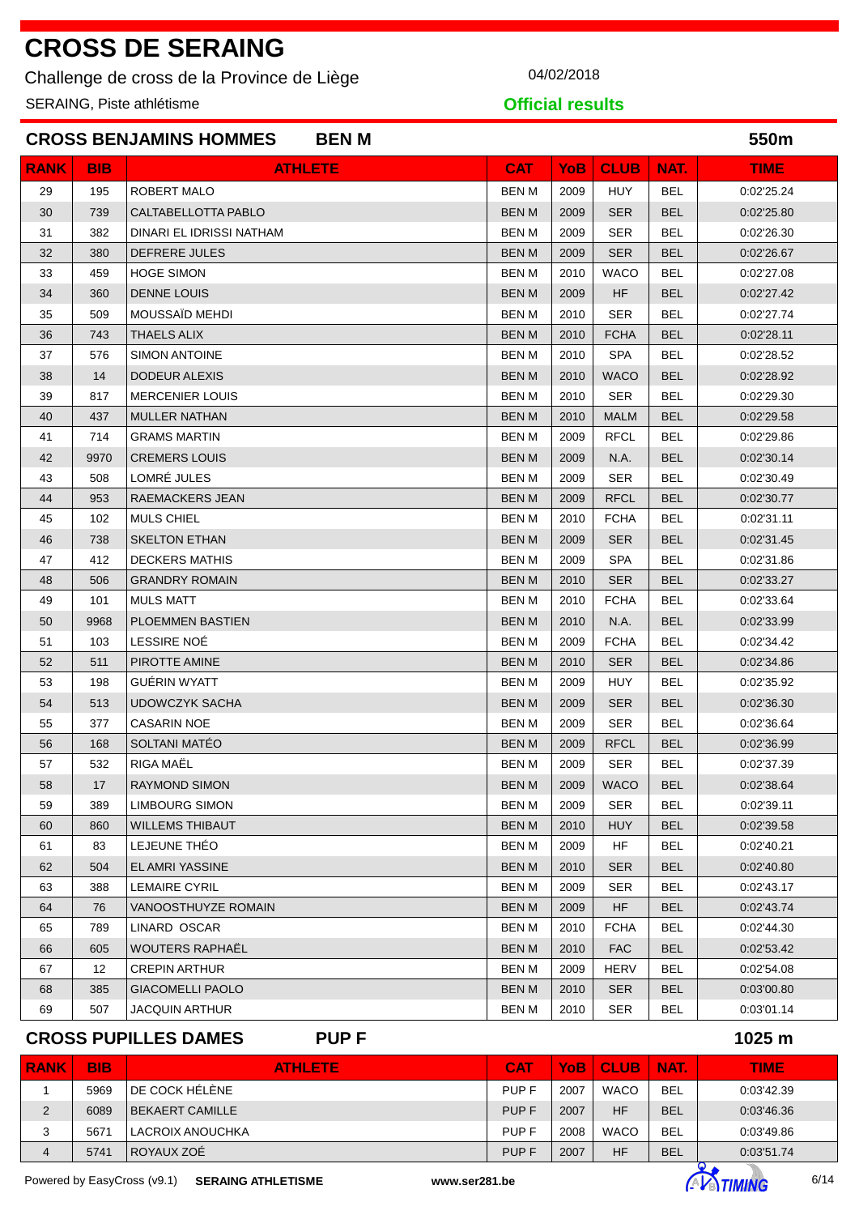# CROSS DE SERAING

Challenge de cross de la Province de Liège

04/02/2018

SERAING, Piste athlétisme

**Official results**

## CROSS BENJAMINS HOMMES BEN M 550m

| RANK | BIB | ATHLETE | CAT | YoB | CLUB | NAT. | TIME |
|---|---|---|---|---|---|---|---|
| 29 | 195 | ROBERT MALO | BEN M | 2009 | HUY | BEL | 0:02'25.24 |
| 30 | 739 | CALTABELLOTTA PABLO | BEN M | 2009 | SER | BEL | 0:02'25.80 |
| 31 | 382 | DINARI EL IDRISSI NATHAM | BEN M | 2009 | SER | BEL | 0:02'26.30 |
| 32 | 380 | DEFRERE JULES | BEN M | 2009 | SER | BEL | 0:02'26.67 |
| 33 | 459 | HOGE SIMON | BEN M | 2010 | WACO | BEL | 0:02'27.08 |
| 34 | 360 | DENNE LOUIS | BEN M | 2009 | HF | BEL | 0:02'27.42 |
| 35 | 509 | MOUSSAÏD MEHDI | BEN M | 2010 | SER | BEL | 0:02'27.74 |
| 36 | 743 | THAELS ALIX | BEN M | 2010 | FCHA | BEL | 0:02'28.11 |
| 37 | 576 | SIMON ANTOINE | BEN M | 2010 | SPA | BEL | 0:02'28.52 |
| 38 | 14 | DODEUR ALEXIS | BEN M | 2010 | WACO | BEL | 0:02'28.92 |
| 39 | 817 | MERCENIER LOUIS | BEN M | 2010 | SER | BEL | 0:02'29.30 |
| 40 | 437 | MULLER NATHAN | BEN M | 2010 | MALM | BEL | 0:02'29.58 |
| 41 | 714 | GRAMS MARTIN | BEN M | 2009 | RFCL | BEL | 0:02'29.86 |
| 42 | 9970 | CREMERS LOUIS | BEN M | 2009 | N.A. | BEL | 0:02'30.14 |
| 43 | 508 | LOMRÉ JULES | BEN M | 2009 | SER | BEL | 0:02'30.49 |
| 44 | 953 | RAEMACKERS JEAN | BEN M | 2009 | RFCL | BEL | 0:02'30.77 |
| 45 | 102 | MULS CHIEL | BEN M | 2010 | FCHA | BEL | 0:02'31.11 |
| 46 | 738 | SKELTON ETHAN | BEN M | 2009 | SER | BEL | 0:02'31.45 |
| 47 | 412 | DECKERS MATHIS | BEN M | 2009 | SPA | BEL | 0:02'31.86 |
| 48 | 506 | GRANDRY ROMAIN | BEN M | 2010 | SER | BEL | 0:02'33.27 |
| 49 | 101 | MULS MATT | BEN M | 2010 | FCHA | BEL | 0:02'33.64 |
| 50 | 9968 | PLOEMMEN BASTIEN | BEN M | 2010 | N.A. | BEL | 0:02'33.99 |
| 51 | 103 | LESSIRE NOÉ | BEN M | 2009 | FCHA | BEL | 0:02'34.42 |
| 52 | 511 | PIROTTE AMINE | BEN M | 2010 | SER | BEL | 0:02'34.86 |
| 53 | 198 | GUÉRIN WYATT | BEN M | 2009 | HUY | BEL | 0:02'35.92 |
| 54 | 513 | UDOWCZYK SACHA | BEN M | 2009 | SER | BEL | 0:02'36.30 |
| 55 | 377 | CASARIN NOE | BEN M | 2009 | SER | BEL | 0:02'36.64 |
| 56 | 168 | SOLTANI MATÉO | BEN M | 2009 | RFCL | BEL | 0:02'36.99 |
| 57 | 532 | RIGA MAËL | BEN M | 2009 | SER | BEL | 0:02'37.39 |
| 58 | 17 | RAYMOND SIMON | BEN M | 2009 | WACO | BEL | 0:02'38.64 |
| 59 | 389 | LIMBOURG SIMON | BEN M | 2009 | SER | BEL | 0:02'39.11 |
| 60 | 860 | WILLEMS THIBAUT | BEN M | 2010 | HUY | BEL | 0:02'39.58 |
| 61 | 83 | LEJEUNE THÉO | BEN M | 2009 | HF | BEL | 0:02'40.21 |
| 62 | 504 | EL AMRI YASSINE | BEN M | 2010 | SER | BEL | 0:02'40.80 |
| 63 | 388 | LEMAIRE CYRIL | BEN M | 2009 | SER | BEL | 0:02'43.17 |
| 64 | 76 | VANOOSTHUYZE ROMAIN | BEN M | 2009 | HF | BEL | 0:02'43.74 |
| 65 | 789 | LINARD OSCAR | BEN M | 2010 | FCHA | BEL | 0:02'44.30 |
| 66 | 605 | WOUTERS RAPHAËL | BEN M | 2010 | FAC | BEL | 0:02'53.42 |
| 67 | 12 | CREPIN ARTHUR | BEN M | 2009 | HERV | BEL | 0:02'54.08 |
| 68 | 385 | GIACOMELLI PAOLO | BEN M | 2010 | SER | BEL | 0:03'00.80 |
| 69 | 507 | JACQUIN ARTHUR | BEN M | 2010 | SER | BEL | 0:03'01.14 |

## CROSS PUPILLES DAMES PUP F 1025 m

| RANK | BIB | ATHLETE | CAT | YoB | CLUB | NAT. | TIME |
|---|---|---|---|---|---|---|---|
| 1 | 5969 | DE COCK HÉLÈNE | PUP F | 2007 | WACO | BEL | 0:03'42.39 |
| 2 | 6089 | BEKAERT CAMILLE | PUP F | 2007 | HF | BEL | 0:03'46.36 |
| 3 | 5671 | LACROIX ANOUCHKA | PUP F | 2008 | WACO | BEL | 0:03'49.86 |
| 4 | 5741 | ROYAUX ZOÉ | PUP F | 2007 | HF | BEL | 0:03'51.74 |

Powered by EasyCross (v9.1) **SERAING ATHLETISME** **www.ser281.be**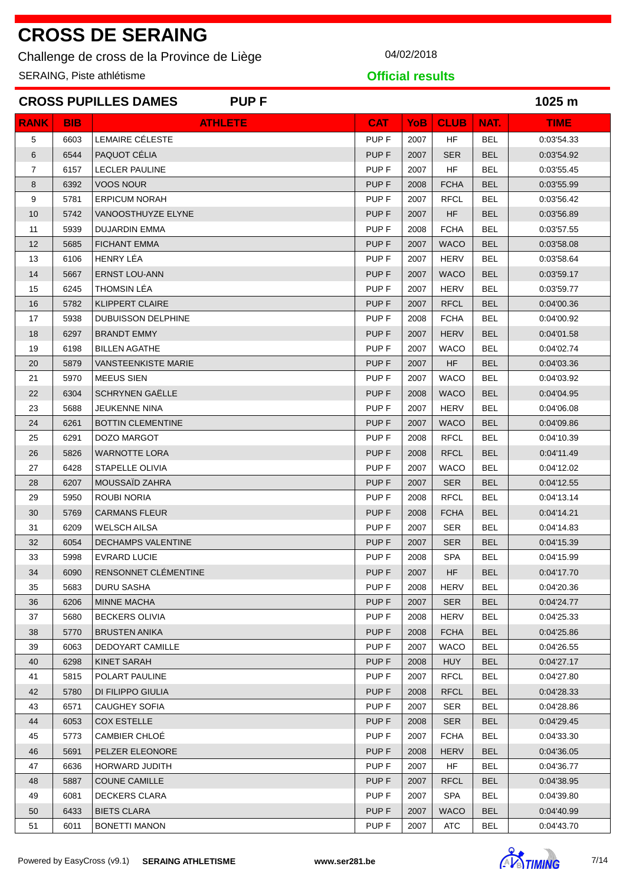# CROSS DE SERAING

Challenge de cross de la Province de Liège

04/02/2018

SERAING, Piste athlétisme

**Official results**

## CROSS PUPILLES DAMES PUP F 1025 m

| RANK | BIB | ATHLETE | CAT | YoB | CLUB | NAT. | TIME |
|---|---|---|---|---|---|---|---|
| 5 | 6603 | LEMAIRE CÉLESTE | PUP F | 2007 | HF | BEL | 0:03'54.33 |
| 6 | 6544 | PAQUOT CÉLIA | PUP F | 2007 | SER | BEL | 0:03'54.92 |
| 7 | 6157 | LECLER PAULINE | PUP F | 2007 | HF | BEL | 0:03'55.45 |
| 8 | 6392 | VOOS NOUR | PUP F | 2008 | FCHA | BEL | 0:03'55.99 |
| 9 | 5781 | ERPICUM NORAH | PUP F | 2007 | RFCL | BEL | 0:03'56.42 |
| 10 | 5742 | VANOOSTHUYZE ELYNE | PUP F | 2007 | HF | BEL | 0:03'56.89 |
| 11 | 5939 | DUJARDIN EMMA | PUP F | 2008 | FCHA | BEL | 0:03'57.55 |
| 12 | 5685 | FICHANT EMMA | PUP F | 2007 | WACO | BEL | 0:03'58.08 |
| 13 | 6106 | HENRY LÉA | PUP F | 2007 | HERV | BEL | 0:03'58.64 |
| 14 | 5667 | ERNST LOU-ANN | PUP F | 2007 | WACO | BEL | 0:03'59.17 |
| 15 | 6245 | THOMSIN LÉA | PUP F | 2007 | HERV | BEL | 0:03'59.77 |
| 16 | 5782 | KLIPPERT CLAIRE | PUP F | 2007 | RFCL | BEL | 0:04'00.36 |
| 17 | 5938 | DUBUISSON DELPHINE | PUP F | 2008 | FCHA | BEL | 0:04'00.92 |
| 18 | 6297 | BRANDT EMMY | PUP F | 2007 | HERV | BEL | 0:04'01.58 |
| 19 | 6198 | BILLEN AGATHE | PUP F | 2007 | WACO | BEL | 0:04'02.74 |
| 20 | 5879 | VANSTEENKISTE MARIE | PUP F | 2007 | HF | BEL | 0:04'03.36 |
| 21 | 5970 | MEEUS SIEN | PUP F | 2007 | WACO | BEL | 0:04'03.92 |
| 22 | 6304 | SCHRYNEN GAËLLE | PUP F | 2008 | WACO | BEL | 0:04'04.95 |
| 23 | 5688 | JEUKENNE NINA | PUP F | 2007 | HERV | BEL | 0:04'06.08 |
| 24 | 6261 | BOTTIN CLEMENTINE | PUP F | 2007 | WACO | BEL | 0:04'09.86 |
| 25 | 6291 | DOZO MARGOT | PUP F | 2008 | RFCL | BEL | 0:04'10.39 |
| 26 | 5826 | WARNOTTE LORA | PUP F | 2008 | RFCL | BEL | 0:04'11.49 |
| 27 | 6428 | STAPELLE OLIVIA | PUP F | 2007 | WACO | BEL | 0:04'12.02 |
| 28 | 6207 | MOUSSAÏD ZAHRA | PUP F | 2007 | SER | BEL | 0:04'12.55 |
| 29 | 5950 | ROUBI NORIA | PUP F | 2008 | RFCL | BEL | 0:04'13.14 |
| 30 | 5769 | CARMANS FLEUR | PUP F | 2008 | FCHA | BEL | 0:04'14.21 |
| 31 | 6209 | WELSCH AILSA | PUP F | 2007 | SER | BEL | 0:04'14.83 |
| 32 | 6054 | DECHAMPS VALENTINE | PUP F | 2007 | SER | BEL | 0:04'15.39 |
| 33 | 5998 | EVRARD LUCIE | PUP F | 2008 | SPA | BEL | 0:04'15.99 |
| 34 | 6090 | RENSONNET CLÉMENTINE | PUP F | 2007 | HF | BEL | 0:04'17.70 |
| 35 | 5683 | DURU SASHA | PUP F | 2008 | HERV | BEL | 0:04'20.36 |
| 36 | 6206 | MINNE MACHA | PUP F | 2007 | SER | BEL | 0:04'24.77 |
| 37 | 5680 | BECKERS OLIVIA | PUP F | 2008 | HERV | BEL | 0:04'25.33 |
| 38 | 5770 | BRUSTEN ANIKA | PUP F | 2008 | FCHA | BEL | 0:04'25.86 |
| 39 | 6063 | DEDOYART CAMILLE | PUP F | 2007 | WACO | BEL | 0:04'26.55 |
| 40 | 6298 | KINET SARAH | PUP F | 2008 | HUY | BEL | 0:04'27.17 |
| 41 | 5815 | POLART PAULINE | PUP F | 2007 | RFCL | BEL | 0:04'27.80 |
| 42 | 5780 | DI FILIPPO GIULIA | PUP F | 2008 | RFCL | BEL | 0:04'28.33 |
| 43 | 6571 | CAUGHEY SOFIA | PUP F | 2007 | SER | BEL | 0:04'28.86 |
| 44 | 6053 | COX ESTELLE | PUP F | 2008 | SER | BEL | 0:04'29.45 |
| 45 | 5773 | CAMBIER CHLOÉ | PUP F | 2007 | FCHA | BEL | 0:04'33.30 |
| 46 | 5691 | PELZER ELEONORE | PUP F | 2008 | HERV | BEL | 0:04'36.05 |
| 47 | 6636 | HORWARD JUDITH | PUP F | 2007 | HF | BEL | 0:04'36.77 |
| 48 | 5887 | COUNE CAMILLE | PUP F | 2007 | RFCL | BEL | 0:04'38.95 |
| 49 | 6081 | DECKERS CLARA | PUP F | 2007 | SPA | BEL | 0:04'39.80 |
| 50 | 6433 | BIETS CLARA | PUP F | 2007 | WACO | BEL | 0:04'40.99 |
| 51 | 6011 | BONETTI MANON | PUP F | 2007 | ATC | BEL | 0:04'43.70 |

Powered by EasyCross (v9.1) **SERAING ATHLETISME** **www.ser281.be**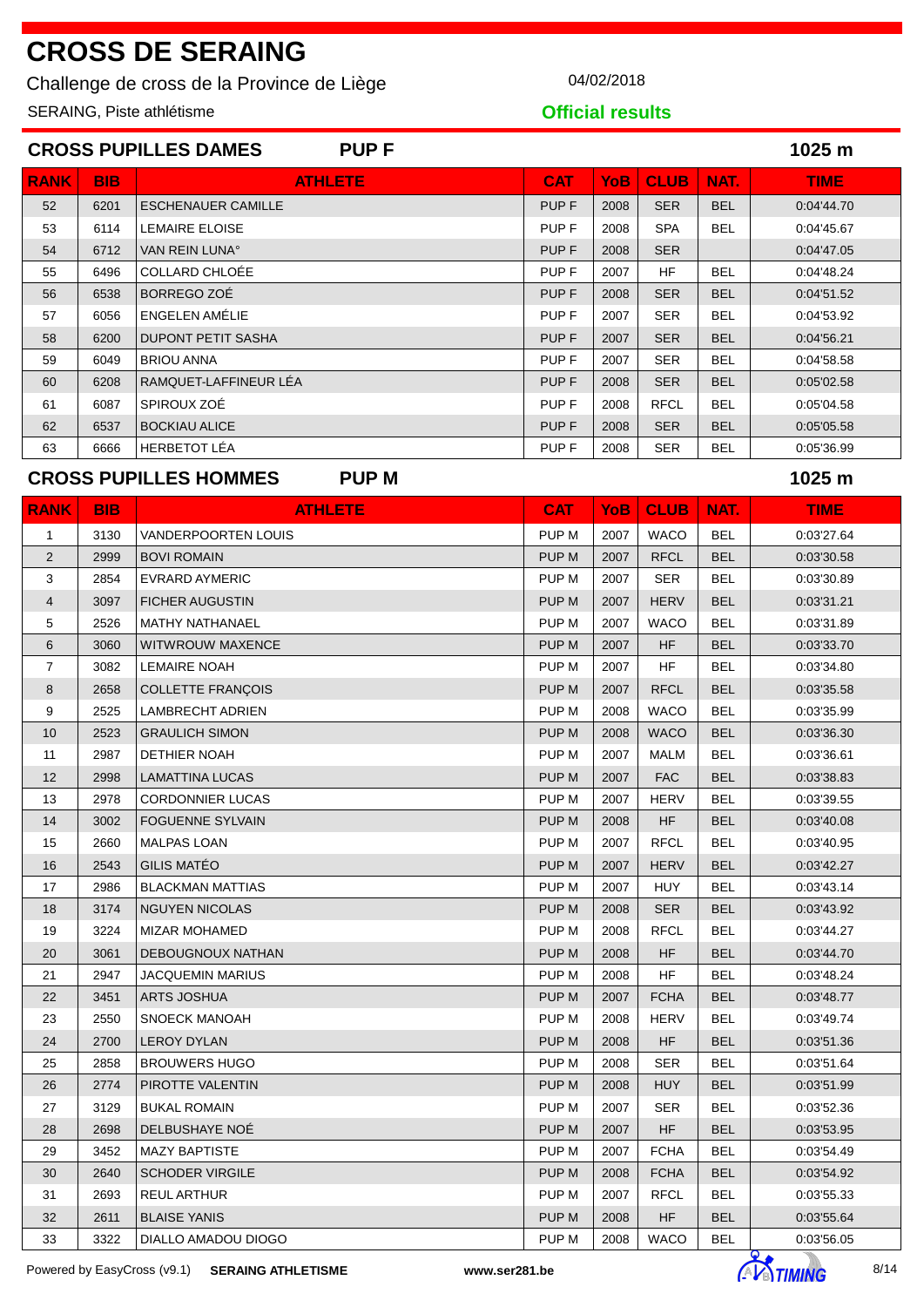# CROSS DE SERAING

Challenge de cross de la Province de Liège

04/02/2018

SERAING, Piste athlétisme

**Official results**

## CROSS PUPILLES DAMES PUP F 1025 m

| RANK | BIB | ATHLETE | CAT | YoB | CLUB | NAT. | TIME |
|---|---|---|---|---|---|---|---|
| 52 | 6201 | ESCHENAUER CAMILLE | PUP F | 2008 | SER | BEL | 0:04'44.70 |
| 53 | 6114 | LEMAIRE ELOISE | PUP F | 2008 | SPA | BEL | 0:04'45.67 |
| 54 | 6712 | VAN REIN LUNA° | PUP F | 2008 | SER | | 0:04'47.05 |
| 55 | 6496 | COLLARD CHLOÉE | PUP F | 2007 | HF | BEL | 0:04'48.24 |
| 56 | 6538 | BORREGO ZOÉ | PUP F | 2008 | SER | BEL | 0:04'51.52 |
| 57 | 6056 | ENGELEN AMÉLIE | PUP F | 2007 | SER | BEL | 0:04'53.92 |
| 58 | 6200 | DUPONT PETIT SASHA | PUP F | 2007 | SER | BEL | 0:04'56.21 |
| 59 | 6049 | BRIOU ANNA | PUP F | 2007 | SER | BEL | 0:04'58.58 |
| 60 | 6208 | RAMQUET-LAFFINEUR LÉA | PUP F | 2008 | SER | BEL | 0:05'02.58 |
| 61 | 6087 | SPIROUX ZOÉ | PUP F | 2008 | RFCL | BEL | 0:05'04.58 |
| 62 | 6537 | BOCKIAU ALICE | PUP F | 2008 | SER | BEL | 0:05'05.58 |
| 63 | 6666 | HERBETOT LÉA | PUP F | 2008 | SER | BEL | 0:05'36.99 |

## CROSS PUPILLES HOMMES PUP M 1025 m

| RANK | BIB | ATHLETE | CAT | YoB | CLUB | NAT. | TIME |
|---|---|---|---|---|---|---|---|
| 1 | 3130 | VANDERPOORTEN LOUIS | PUP M | 2007 | WACO | BEL | 0:03'27.64 |
| 2 | 2999 | BOVI ROMAIN | PUP M | 2007 | RFCL | BEL | 0:03'30.58 |
| 3 | 2854 | EVRARD AYMERIC | PUP M | 2007 | SER | BEL | 0:03'30.89 |
| 4 | 3097 | FICHER AUGUSTIN | PUP M | 2007 | HERV | BEL | 0:03'31.21 |
| 5 | 2526 | MATHY NATHANAEL | PUP M | 2007 | WACO | BEL | 0:03'31.89 |
| 6 | 3060 | WITWROUW MAXENCE | PUP M | 2007 | HF | BEL | 0:03'33.70 |
| 7 | 3082 | LEMAIRE NOAH | PUP M | 2007 | HF | BEL | 0:03'34.80 |
| 8 | 2658 | COLLETTE FRANÇOIS | PUP M | 2007 | RFCL | BEL | 0:03'35.58 |
| 9 | 2525 | LAMBRECHT ADRIEN | PUP M | 2008 | WACO | BEL | 0:03'35.99 |
| 10 | 2523 | GRAULICH SIMON | PUP M | 2008 | WACO | BEL | 0:03'36.30 |
| 11 | 2987 | DETHIER NOAH | PUP M | 2007 | MALM | BEL | 0:03'36.61 |
| 12 | 2998 | LAMATTINA LUCAS | PUP M | 2007 | FAC | BEL | 0:03'38.83 |
| 13 | 2978 | CORDONNIER LUCAS | PUP M | 2007 | HERV | BEL | 0:03'39.55 |
| 14 | 3002 | FOGUENNE SYLVAIN | PUP M | 2008 | HF | BEL | 0:03'40.08 |
| 15 | 2660 | MALPAS LOAN | PUP M | 2007 | RFCL | BEL | 0:03'40.95 |
| 16 | 2543 | GILIS MATÉO | PUP M | 2007 | HERV | BEL | 0:03'42.27 |
| 17 | 2986 | BLACKMAN MATTIAS | PUP M | 2007 | HUY | BEL | 0:03'43.14 |
| 18 | 3174 | NGUYEN NICOLAS | PUP M | 2008 | SER | BEL | 0:03'43.92 |
| 19 | 3224 | MIZAR MOHAMED | PUP M | 2008 | RFCL | BEL | 0:03'44.27 |
| 20 | 3061 | DEBOUGNOUX NATHAN | PUP M | 2008 | HF | BEL | 0:03'44.70 |
| 21 | 2947 | JACQUEMIN MARIUS | PUP M | 2008 | HF | BEL | 0:03'48.24 |
| 22 | 3451 | ARTS JOSHUA | PUP M | 2007 | FCHA | BEL | 0:03'48.77 |
| 23 | 2550 | SNOECK MANOAH | PUP M | 2008 | HERV | BEL | 0:03'49.74 |
| 24 | 2700 | LEROY DYLAN | PUP M | 2008 | HF | BEL | 0:03'51.36 |
| 25 | 2858 | BROUWERS HUGO | PUP M | 2008 | SER | BEL | 0:03'51.64 |
| 26 | 2774 | PIROTTE VALENTIN | PUP M | 2008 | HUY | BEL | 0:03'51.99 |
| 27 | 3129 | BUKAL ROMAIN | PUP M | 2007 | SER | BEL | 0:03'52.36 |
| 28 | 2698 | DELBUSHAYE NOÉ | PUP M | 2007 | HF | BEL | 0:03'53.95 |
| 29 | 3452 | MAZY BAPTISTE | PUP M | 2007 | FCHA | BEL | 0:03'54.49 |
| 30 | 2640 | SCHODER VIRGILE | PUP M | 2008 | FCHA | BEL | 0:03'54.92 |
| 31 | 2693 | REUL ARTHUR | PUP M | 2007 | RFCL | BEL | 0:03'55.33 |
| 32 | 2611 | BLAISE YANIS | PUP M | 2008 | HF | BEL | 0:03'55.64 |
| 33 | 3322 | DIALLO AMADOU DIOGO | PUP M | 2008 | WACO | BEL | 0:03'56.05 |

Powered by EasyCross (v9.1) **SERAING ATHLETISME** www.ser281.be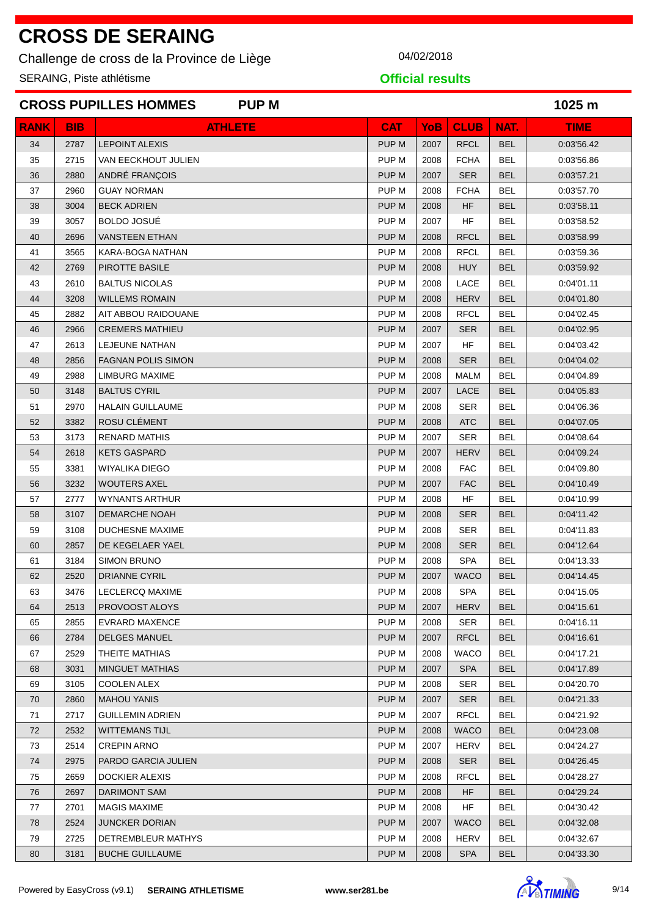# CROSS DE SERAING

Challenge de cross de la Province de Liège

04/02/2018

SERAING, Piste athlétisme

**Official results**

## CROSS PUPILLES HOMMES PUP M 1025 m

| RANK | BIB | ATHLETE | CAT | YoB | CLUB | NAT. | TIME |
|---|---|---|---|---|---|---|---|
| 34 | 2787 | LEPOINT ALEXIS | PUP M | 2007 | RFCL | BEL | 0:03'56.42 |
| 35 | 2715 | VAN EECKHOUT JULIEN | PUP M | 2008 | FCHA | BEL | 0:03'56.86 |
| 36 | 2880 | ANDRÉ FRANÇOIS | PUP M | 2007 | SER | BEL | 0:03'57.21 |
| 37 | 2960 | GUAY NORMAN | PUP M | 2008 | FCHA | BEL | 0:03'57.70 |
| 38 | 3004 | BECK ADRIEN | PUP M | 2008 | HF | BEL | 0:03'58.11 |
| 39 | 3057 | BOLDO JOSUÉ | PUP M | 2007 | HF | BEL | 0:03'58.52 |
| 40 | 2696 | VANSTEEN ETHAN | PUP M | 2008 | RFCL | BEL | 0:03'58.99 |
| 41 | 3565 | KARA-BOGA NATHAN | PUP M | 2008 | RFCL | BEL | 0:03'59.36 |
| 42 | 2769 | PIROTTE BASILE | PUP M | 2008 | HUY | BEL | 0:03'59.92 |
| 43 | 2610 | BALTUS NICOLAS | PUP M | 2008 | LACE | BEL | 0:04'01.11 |
| 44 | 3208 | WILLEMS ROMAIN | PUP M | 2008 | HERV | BEL | 0:04'01.80 |
| 45 | 2882 | AIT ABBOU RAIDOUANE | PUP M | 2008 | RFCL | BEL | 0:04'02.45 |
| 46 | 2966 | CREMERS MATHIEU | PUP M | 2007 | SER | BEL | 0:04'02.95 |
| 47 | 2613 | LEJEUNE NATHAN | PUP M | 2007 | HF | BEL | 0:04'03.42 |
| 48 | 2856 | FAGNAN POLIS SIMON | PUP M | 2008 | SER | BEL | 0:04'04.02 |
| 49 | 2988 | LIMBURG MAXIME | PUP M | 2008 | MALM | BEL | 0:04'04.89 |
| 50 | 3148 | BALTUS CYRIL | PUP M | 2007 | LACE | BEL | 0:04'05.83 |
| 51 | 2970 | HALAIN GUILLAUME | PUP M | 2008 | SER | BEL | 0:04'06.36 |
| 52 | 3382 | ROSU CLÉMENT | PUP M | 2008 | ATC | BEL | 0:04'07.05 |
| 53 | 3173 | RENARD MATHIS | PUP M | 2007 | SER | BEL | 0:04'08.64 |
| 54 | 2618 | KETS GASPARD | PUP M | 2007 | HERV | BEL | 0:04'09.24 |
| 55 | 3381 | WIYALIKA DIEGO | PUP M | 2008 | FAC | BEL | 0:04'09.80 |
| 56 | 3232 | WOUTERS AXEL | PUP M | 2007 | FAC | BEL | 0:04'10.49 |
| 57 | 2777 | WYNANTS ARTHUR | PUP M | 2008 | HF | BEL | 0:04'10.99 |
| 58 | 3107 | DEMARCHE NOAH | PUP M | 2008 | SER | BEL | 0:04'11.42 |
| 59 | 3108 | DUCHESNE MAXIME | PUP M | 2008 | SER | BEL | 0:04'11.83 |
| 60 | 2857 | DE KEGELAER YAEL | PUP M | 2008 | SER | BEL | 0:04'12.64 |
| 61 | 3184 | SIMON BRUNO | PUP M | 2008 | SPA | BEL | 0:04'13.33 |
| 62 | 2520 | DRIANNE CYRIL | PUP M | 2007 | WACO | BEL | 0:04'14.45 |
| 63 | 3476 | LECLERCQ MAXIME | PUP M | 2008 | SPA | BEL | 0:04'15.05 |
| 64 | 2513 | PROVOOST ALOYS | PUP M | 2007 | HERV | BEL | 0:04'15.61 |
| 65 | 2855 | EVRARD MAXENCE | PUP M | 2008 | SER | BEL | 0:04'16.11 |
| 66 | 2784 | DELGES MANUEL | PUP M | 2007 | RFCL | BEL | 0:04'16.61 |
| 67 | 2529 | THEITE MATHIAS | PUP M | 2008 | WACO | BEL | 0:04'17.21 |
| 68 | 3031 | MINGUET MATHIAS | PUP M | 2007 | SPA | BEL | 0:04'17.89 |
| 69 | 3105 | COOLEN ALEX | PUP M | 2008 | SER | BEL | 0:04'20.70 |
| 70 | 2860 | MAHOU YANIS | PUP M | 2007 | SER | BEL | 0:04'21.33 |
| 71 | 2717 | GUILLEMIN ADRIEN | PUP M | 2007 | RFCL | BEL | 0:04'21.92 |
| 72 | 2532 | WITTEMANS TIJL | PUP M | 2008 | WACO | BEL | 0:04'23.08 |
| 73 | 2514 | CREPIN ARNO | PUP M | 2007 | HERV | BEL | 0:04'24.27 |
| 74 | 2975 | PARDO GARCIA JULIEN | PUP M | 2008 | SER | BEL | 0:04'26.45 |
| 75 | 2659 | DOCKIER ALEXIS | PUP M | 2008 | RFCL | BEL | 0:04'28.27 |
| 76 | 2697 | DARIMONT SAM | PUP M | 2008 | HF | BEL | 0:04'29.24 |
| 77 | 2701 | MAGIS MAXIME | PUP M | 2008 | HF | BEL | 0:04'30.42 |
| 78 | 2524 | JUNCKER DORIAN | PUP M | 2007 | WACO | BEL | 0:04'32.08 |
| 79 | 2725 | DETREMBLEUR MATHYS | PUP M | 2008 | HERV | BEL | 0:04'32.67 |
| 80 | 3181 | BUCHE GUILLAUME | PUP M | 2008 | SPA | BEL | 0:04'33.30 |

Powered by EasyCross (v9.1) **SERAING ATHLETISME** **www.ser281.be**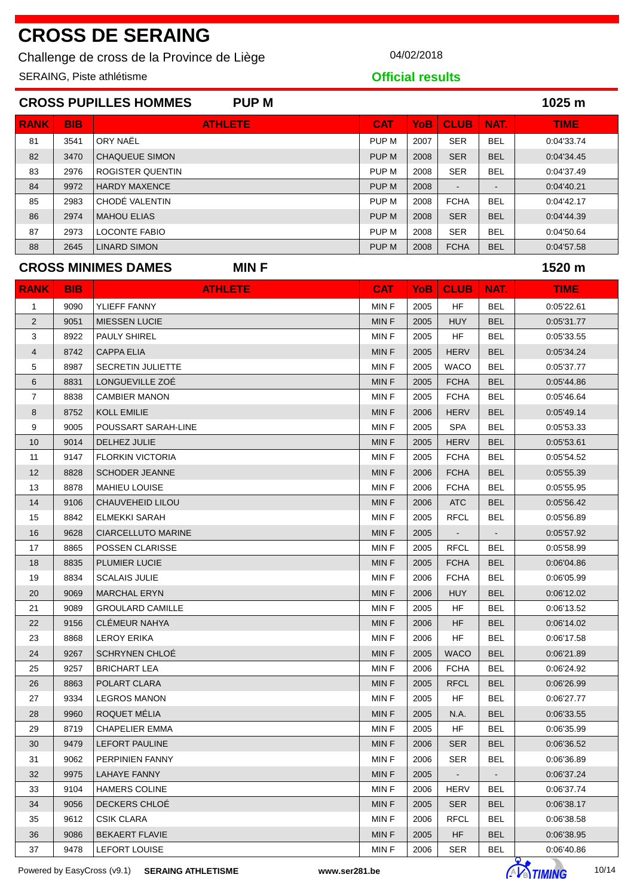# CROSS DE SERAING

Challenge de cross de la Province de Liège

04/02/2018

SERAING, Piste athlétisme

**Official results**

## CROSS PUPILLES HOMMES PUP M 1025 m

| RANK | BIB | ATHLETE | CAT | YoB | CLUB | NAT. | TIME |
|---|---|---|---|---|---|---|---|
| 81 | 3541 | ORY NAËL | PUP M | 2007 | SER | BEL | 0:04'33.74 |
| 82 | 3470 | CHAQUEUE SIMON | PUP M | 2008 | SER | BEL | 0:04'34.45 |
| 83 | 2976 | ROGISTER QUENTIN | PUP M | 2008 | SER | BEL | 0:04'37.49 |
| 84 | 9972 | HARDY MAXENCE | PUP M | 2008 | - | - | 0:04'40.21 |
| 85 | 2983 | CHODÉ VALENTIN | PUP M | 2008 | FCHA | BEL | 0:04'42.17 |
| 86 | 2974 | MAHOU ELIAS | PUP M | 2008 | SER | BEL | 0:04'44.39 |
| 87 | 2973 | LOCONTE FABIO | PUP M | 2008 | SER | BEL | 0:04'50.64 |
| 88 | 2645 | LINARD SIMON | PUP M | 2008 | FCHA | BEL | 0:04'57.58 |

## CROSS MINIMES DAMES MIN F 1520 m

| RANK | BIB | ATHLETE | CAT | YoB | CLUB | NAT. | TIME |
|---|---|---|---|---|---|---|---|
| 1 | 9090 | YLIEFF FANNY | MIN F | 2005 | HF | BEL | 0:05'22.61 |
| 2 | 9051 | MIESSEN LUCIE | MIN F | 2005 | HUY | BEL | 0:05'31.77 |
| 3 | 8922 | PAULY SHIREL | MIN F | 2005 | HF | BEL | 0:05'33.55 |
| 4 | 8742 | CAPPA ELIA | MIN F | 2005 | HERV | BEL | 0:05'34.24 |
| 5 | 8987 | SECRETIN JULIETTE | MIN F | 2005 | WACO | BEL | 0:05'37.77 |
| 6 | 8831 | LONGUEVILLE ZOÉ | MIN F | 2005 | FCHA | BEL | 0:05'44.86 |
| 7 | 8838 | CAMBIER MANON | MIN F | 2005 | FCHA | BEL | 0:05'46.64 |
| 8 | 8752 | KOLL EMILIE | MIN F | 2006 | HERV | BEL | 0:05'49.14 |
| 9 | 9005 | POUSSART SARAH-LINE | MIN F | 2005 | SPA | BEL | 0:05'53.33 |
| 10 | 9014 | DELHEZ JULIE | MIN F | 2005 | HERV | BEL | 0:05'53.61 |
| 11 | 9147 | FLORKIN VICTORIA | MIN F | 2005 | FCHA | BEL | 0:05'54.52 |
| 12 | 8828 | SCHODER JEANNE | MIN F | 2006 | FCHA | BEL | 0:05'55.39 |
| 13 | 8878 | MAHIEU LOUISE | MIN F | 2006 | FCHA | BEL | 0:05'55.95 |
| 14 | 9106 | CHAUVEHEID LILOU | MIN F | 2006 | ATC | BEL | 0:05'56.42 |
| 15 | 8842 | ELMEKKI SARAH | MIN F | 2005 | RFCL | BEL | 0:05'56.89 |
| 16 | 9628 | CIARCELLUTO MARINE | MIN F | 2005 | - | - | 0:05'57.92 |
| 17 | 8865 | POSSEN CLARISSE | MIN F | 2005 | RFCL | BEL | 0:05'58.99 |
| 18 | 8835 | PLUMIER LUCIE | MIN F | 2005 | FCHA | BEL | 0:06'04.86 |
| 19 | 8834 | SCALAIS JULIE | MIN F | 2006 | FCHA | BEL | 0:06'05.99 |
| 20 | 9069 | MARCHAL ERYN | MIN F | 2006 | HUY | BEL | 0:06'12.02 |
| 21 | 9089 | GROULARD CAMILLE | MIN F | 2005 | HF | BEL | 0:06'13.52 |
| 22 | 9156 | CLÉMEUR NAHYA | MIN F | 2006 | HF | BEL | 0:06'14.02 |
| 23 | 8868 | LEROY ERIKA | MIN F | 2006 | HF | BEL | 0:06'17.58 |
| 24 | 9267 | SCHRYNEN CHLOÉ | MIN F | 2005 | WACO | BEL | 0:06'21.89 |
| 25 | 9257 | BRICHART LEA | MIN F | 2006 | FCHA | BEL | 0:06'24.92 |
| 26 | 8863 | POLART CLARA | MIN F | 2005 | RFCL | BEL | 0:06'26.99 |
| 27 | 9334 | LEGROS MANON | MIN F | 2005 | HF | BEL | 0:06'27.77 |
| 28 | 9960 | ROQUET MÉLIA | MIN F | 2005 | N.A. | BEL | 0:06'33.55 |
| 29 | 8719 | CHAPELIER EMMA | MIN F | 2005 | HF | BEL | 0:06'35.99 |
| 30 | 9479 | LEFORT PAULINE | MIN F | 2006 | SER | BEL | 0:06'36.52 |
| 31 | 9062 | PERPINIEN FANNY | MIN F | 2006 | SER | BEL | 0:06'36.89 |
| 32 | 9975 | LAHAYE FANNY | MIN F | 2005 | - | - | 0:06'37.24 |
| 33 | 9104 | HAMERS COLINE | MIN F | 2006 | HERV | BEL | 0:06'37.74 |
| 34 | 9056 | DECKERS CHLOÉ | MIN F | 2005 | SER | BEL | 0:06'38.17 |
| 35 | 9612 | CSIK CLARA | MIN F | 2006 | RFCL | BEL | 0:06'38.58 |
| 36 | 9086 | BEKAERT FLAVIE | MIN F | 2005 | HF | BEL | 0:06'38.95 |
| 37 | 9478 | LEFORT LOUISE | MIN F | 2006 | SER | BEL | 0:06'40.86 |

Powered by EasyCross (v9.1) **SERAING ATHLETISME** www.ser281.be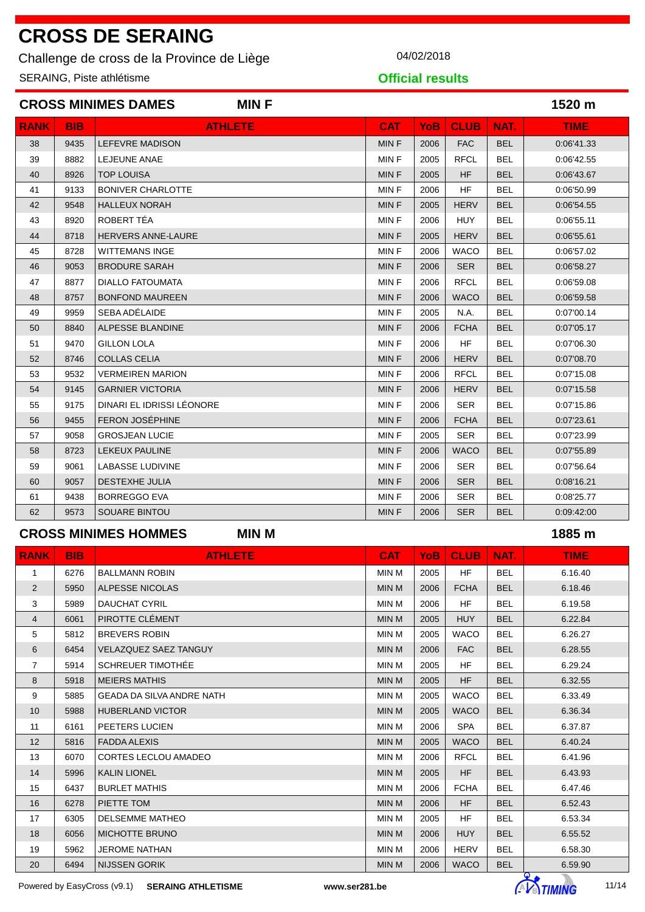# CROSS DE SERAING

Challenge de cross de la Province de Liège

04/02/2018

SERAING, Piste athlétisme

**Official results**

## CROSS MINIMES DAMES — MIN F — 1520 m

| RANK | BIB | ATHLETE | CAT | YoB | CLUB | NAT. | TIME |
|---|---|---|---|---|---|---|---|
| 38 | 9435 | LEFEVRE MADISON | MIN F | 2006 | FAC | BEL | 0:06'41.33 |
| 39 | 8882 | LEJEUNE ANAE | MIN F | 2005 | RFCL | BEL | 0:06'42.55 |
| 40 | 8926 | TOP LOUISA | MIN F | 2005 | HF | BEL | 0:06'43.67 |
| 41 | 9133 | BONIVER CHARLOTTE | MIN F | 2006 | HF | BEL | 0:06'50.99 |
| 42 | 9548 | HALLEUX NORAH | MIN F | 2005 | HERV | BEL | 0:06'54.55 |
| 43 | 8920 | ROBERT TÉA | MIN F | 2006 | HUY | BEL | 0:06'55.11 |
| 44 | 8718 | HERVERS ANNE-LAURE | MIN F | 2005 | HERV | BEL | 0:06'55.61 |
| 45 | 8728 | WITTEMANS INGE | MIN F | 2006 | WACO | BEL | 0:06'57.02 |
| 46 | 9053 | BRODURE SARAH | MIN F | 2006 | SER | BEL | 0:06'58.27 |
| 47 | 8877 | DIALLO FATOUMATA | MIN F | 2006 | RFCL | BEL | 0:06'59.08 |
| 48 | 8757 | BONFOND MAUREEN | MIN F | 2006 | WACO | BEL | 0:06'59.58 |
| 49 | 9959 | SEBA ADÉLAIDE | MIN F | 2005 | N.A. | BEL | 0:07'00.14 |
| 50 | 8840 | ALPESSE BLANDINE | MIN F | 2006 | FCHA | BEL | 0:07'05.17 |
| 51 | 9470 | GILLON LOLA | MIN F | 2006 | HF | BEL | 0:07'06.30 |
| 52 | 8746 | COLLAS CELIA | MIN F | 2006 | HERV | BEL | 0:07'08.70 |
| 53 | 9532 | VERMEIREN MARION | MIN F | 2006 | RFCL | BEL | 0:07'15.08 |
| 54 | 9145 | GARNIER VICTORIA | MIN F | 2006 | HERV | BEL | 0:07'15.58 |
| 55 | 9175 | DINARI EL IDRISSI LÉONORE | MIN F | 2006 | SER | BEL | 0:07'15.86 |
| 56 | 9455 | FERON JOSÉPHINE | MIN F | 2006 | FCHA | BEL | 0:07'23.61 |
| 57 | 9058 | GROSJEAN LUCIE | MIN F | 2005 | SER | BEL | 0:07'23.99 |
| 58 | 8723 | LEKEUX PAULINE | MIN F | 2006 | WACO | BEL | 0:07'55.89 |
| 59 | 9061 | LABASSE LUDIVINE | MIN F | 2006 | SER | BEL | 0:07'56.64 |
| 60 | 9057 | DESTEXHE JULIA | MIN F | 2006 | SER | BEL | 0:08'16.21 |
| 61 | 9438 | BORREGGO EVA | MIN F | 2006 | SER | BEL | 0:08'25.77 |
| 62 | 9573 | SOUARE BINTOU | MIN F | 2006 | SER | BEL | 0:09:42:00 |

## CROSS MINIMES HOMMES — MIN M — 1885 m

| RANK | BIB | ATHLETE | CAT | YoB | CLUB | NAT. | TIME |
|---|---|---|---|---|---|---|---|
| 1 | 6276 | BALLMANN ROBIN | MIN M | 2005 | HF | BEL | 6.16.40 |
| 2 | 5950 | ALPESSE NICOLAS | MIN M | 2006 | FCHA | BEL | 6.18.46 |
| 3 | 5989 | DAUCHAT CYRIL | MIN M | 2006 | HF | BEL | 6.19.58 |
| 4 | 6061 | PIROTTE CLÉMENT | MIN M | 2005 | HUY | BEL | 6.22.84 |
| 5 | 5812 | BREVERS ROBIN | MIN M | 2005 | WACO | BEL | 6.26.27 |
| 6 | 6454 | VELAZQUEZ SAEZ TANGUY | MIN M | 2006 | FAC | BEL | 6.28.55 |
| 7 | 5914 | SCHREUER TIMOTHÉE | MIN M | 2005 | HF | BEL | 6.29.24 |
| 8 | 5918 | MEIERS MATHIS | MIN M | 2005 | HF | BEL | 6.32.55 |
| 9 | 5885 | GEADA DA SILVA ANDRE NATH | MIN M | 2005 | WACO | BEL | 6.33.49 |
| 10 | 5988 | HUBERLAND VICTOR | MIN M | 2005 | WACO | BEL | 6.36.34 |
| 11 | 6161 | PEETERS LUCIEN | MIN M | 2006 | SPA | BEL | 6.37.87 |
| 12 | 5816 | FADDA ALEXIS | MIN M | 2005 | WACO | BEL | 6.40.24 |
| 13 | 6070 | CORTES LECLOU AMADEO | MIN M | 2006 | RFCL | BEL | 6.41.96 |
| 14 | 5996 | KALIN LIONEL | MIN M | 2005 | HF | BEL | 6.43.93 |
| 15 | 6437 | BURLET MATHIS | MIN M | 2006 | FCHA | BEL | 6.47.46 |
| 16 | 6278 | PIETTE TOM | MIN M | 2006 | HF | BEL | 6.52.43 |
| 17 | 6305 | DELSEMME MATHEO | MIN M | 2005 | HF | BEL | 6.53.34 |
| 18 | 6056 | MICHOTTE BRUNO | MIN M | 2006 | HUY | BEL | 6.55.52 |
| 19 | 5962 | JEROME NATHAN | MIN M | 2006 | HERV | BEL | 6.58.30 |
| 20 | 6494 | NIJSSEN GORIK | MIN M | 2006 | WACO | BEL | 6.59.90 |

Powered by EasyCross (v9.1) **SERAING ATHLETISME** **www.ser281.be**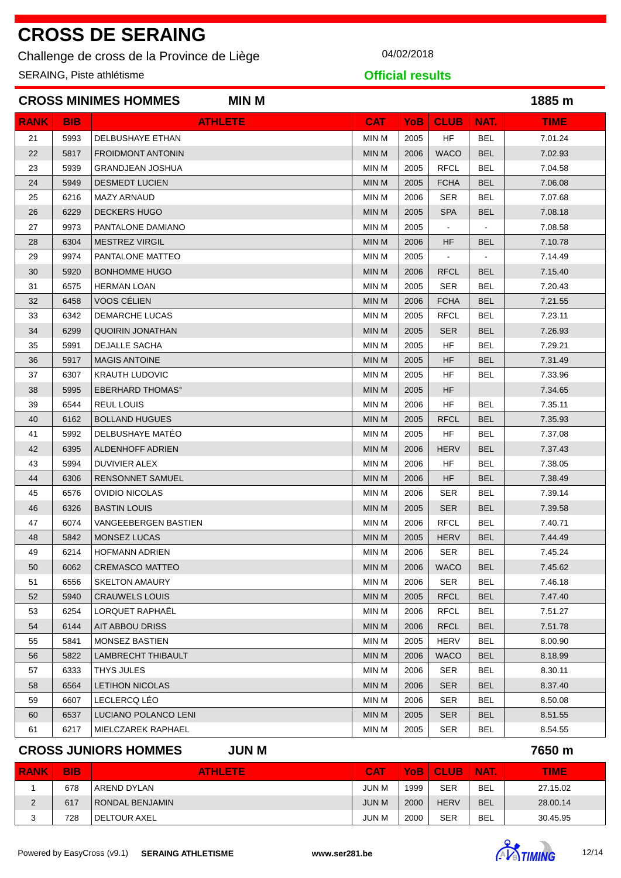# CROSS DE SERAING

Challenge de cross de la Province de Liège

04/02/2018

SERAING, Piste athlétisme

**Official results**

## CROSS MINIMES HOMMES MIN M 1885 m

| RANK | BIB | ATHLETE | CAT | YoB | CLUB | NAT. | TIME |
|---|---|---|---|---|---|---|---|
| 21 | 5993 | DELBUSHAYE ETHAN | MIN M | 2005 | HF | BEL | 7.01.24 |
| 22 | 5817 | FROIDMONT ANTONIN | MIN M | 2006 | WACO | BEL | 7.02.93 |
| 23 | 5939 | GRANDJEAN JOSHUA | MIN M | 2005 | RFCL | BEL | 7.04.58 |
| 24 | 5949 | DESMEDT LUCIEN | MIN M | 2005 | FCHA | BEL | 7.06.08 |
| 25 | 6216 | MAZY ARNAUD | MIN M | 2006 | SER | BEL | 7.07.68 |
| 26 | 6229 | DECKERS HUGO | MIN M | 2005 | SPA | BEL | 7.08.18 |
| 27 | 9973 | PANTALONE DAMIANO | MIN M | 2005 | - | - | 7.08.58 |
| 28 | 6304 | MESTREZ VIRGIL | MIN M | 2006 | HF | BEL | 7.10.78 |
| 29 | 9974 | PANTALONE MATTEO | MIN M | 2005 | - | - | 7.14.49 |
| 30 | 5920 | BONHOMME HUGO | MIN M | 2006 | RFCL | BEL | 7.15.40 |
| 31 | 6575 | HERMAN LOAN | MIN M | 2005 | SER | BEL | 7.20.43 |
| 32 | 6458 | VOOS CÉLIEN | MIN M | 2006 | FCHA | BEL | 7.21.55 |
| 33 | 6342 | DEMARCHE LUCAS | MIN M | 2005 | RFCL | BEL | 7.23.11 |
| 34 | 6299 | QUOIRIN JONATHAN | MIN M | 2005 | SER | BEL | 7.26.93 |
| 35 | 5991 | DEJALLE SACHA | MIN M | 2005 | HF | BEL | 7.29.21 |
| 36 | 5917 | MAGIS ANTOINE | MIN M | 2005 | HF | BEL | 7.31.49 |
| 37 | 6307 | KRAUTH LUDOVIC | MIN M | 2005 | HF | BEL | 7.33.96 |
| 38 | 5995 | EBERHARD THOMAS° | MIN M | 2005 | HF | | 7.34.65 |
| 39 | 6544 | REUL LOUIS | MIN M | 2006 | HF | BEL | 7.35.11 |
| 40 | 6162 | BOLLAND HUGUES | MIN M | 2005 | RFCL | BEL | 7.35.93 |
| 41 | 5992 | DELBUSHAYE MATÉO | MIN M | 2005 | HF | BEL | 7.37.08 |
| 42 | 6395 | ALDENHOFF ADRIEN | MIN M | 2006 | HERV | BEL | 7.37.43 |
| 43 | 5994 | DUVIVIER ALEX | MIN M | 2006 | HF | BEL | 7.38.05 |
| 44 | 6306 | RENSONNET SAMUEL | MIN M | 2006 | HF | BEL | 7.38.49 |
| 45 | 6576 | OVIDIO NICOLAS | MIN M | 2006 | SER | BEL | 7.39.14 |
| 46 | 6326 | BASTIN LOUIS | MIN M | 2005 | SER | BEL | 7.39.58 |
| 47 | 6074 | VANGEEBERGEN BASTIEN | MIN M | 2006 | RFCL | BEL | 7.40.71 |
| 48 | 5842 | MONSEZ LUCAS | MIN M | 2005 | HERV | BEL | 7.44.49 |
| 49 | 6214 | HOFMANN ADRIEN | MIN M | 2006 | SER | BEL | 7.45.24 |
| 50 | 6062 | CREMASCO MATTEO | MIN M | 2006 | WACO | BEL | 7.45.62 |
| 51 | 6556 | SKELTON AMAURY | MIN M | 2006 | SER | BEL | 7.46.18 |
| 52 | 5940 | CRAUWELS LOUIS | MIN M | 2005 | RFCL | BEL | 7.47.40 |
| 53 | 6254 | LORQUET RAPHAËL | MIN M | 2006 | RFCL | BEL | 7.51.27 |
| 54 | 6144 | AIT ABBOU DRISS | MIN M | 2006 | RFCL | BEL | 7.51.78 |
| 55 | 5841 | MONSEZ BASTIEN | MIN M | 2005 | HERV | BEL | 8.00.90 |
| 56 | 5822 | LAMBRECHT THIBAULT | MIN M | 2006 | WACO | BEL | 8.18.99 |
| 57 | 6333 | THYS JULES | MIN M | 2006 | SER | BEL | 8.30.11 |
| 58 | 6564 | LETIHON NICOLAS | MIN M | 2006 | SER | BEL | 8.37.40 |
| 59 | 6607 | LECLERCQ LÉO | MIN M | 2006 | SER | BEL | 8.50.08 |
| 60 | 6537 | LUCIANO POLANCO LENI | MIN M | 2005 | SER | BEL | 8.51.55 |
| 61 | 6217 | MIELCZAREK RAPHAEL | MIN M | 2005 | SER | BEL | 8.54.55 |

## CROSS JUNIORS HOMMES JUN M 7650 m

| RANK | BIB | ATHLETE | CAT | YoB | CLUB | NAT. | TIME |
|---|---|---|---|---|---|---|---|
| 1 | 678 | AREND DYLAN | JUN M | 1999 | SER | BEL | 27.15.02 |
| 2 | 617 | RONDAL BENJAMIN | JUN M | 2000 | HERV | BEL | 28.00.14 |
| 3 | 728 | DELTOUR AXEL | JUN M | 2000 | SER | BEL | 30.45.95 |

Powered by EasyCross (v9.1) **SERAING ATHLETISME** **www.ser281.be**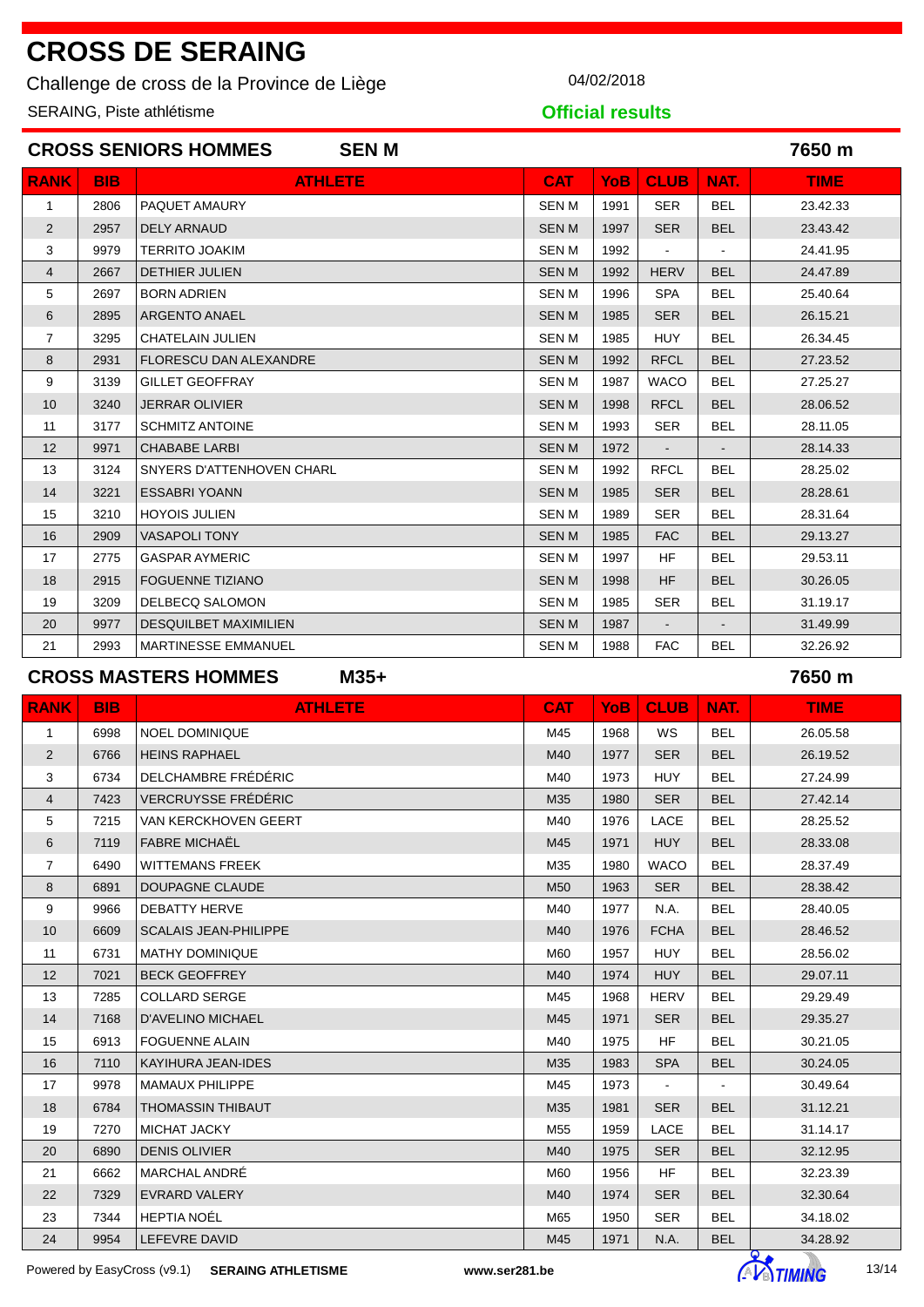# CROSS DE SERAING

Challenge de cross de la Province de Liège

04/02/2018

SERAING, Piste athlétisme

**Official results**

## CROSS SENIORS HOMMES SEN M 7650 m

| RANK | BIB | ATHLETE | CAT | YoB | CLUB | NAT. | TIME |
|---|---|---|---|---|---|---|---|
| 1 | 2806 | PAQUET AMAURY | SEN M | 1991 | SER | BEL | 23.42.33 |
| 2 | 2957 | DELY ARNAUD | SEN M | 1997 | SER | BEL | 23.43.42 |
| 3 | 9979 | TERRITO JOAKIM | SEN M | 1992 | - | - | 24.41.95 |
| 4 | 2667 | DETHIER JULIEN | SEN M | 1992 | HERV | BEL | 24.47.89 |
| 5 | 2697 | BORN ADRIEN | SEN M | 1996 | SPA | BEL | 25.40.64 |
| 6 | 2895 | ARGENTO ANAEL | SEN M | 1985 | SER | BEL | 26.15.21 |
| 7 | 3295 | CHATELAIN JULIEN | SEN M | 1985 | HUY | BEL | 26.34.45 |
| 8 | 2931 | FLORESCU DAN ALEXANDRE | SEN M | 1992 | RFCL | BEL | 27.23.52 |
| 9 | 3139 | GILLET GEOFFRAY | SEN M | 1987 | WACO | BEL | 27.25.27 |
| 10 | 3240 | JERRAR OLIVIER | SEN M | 1998 | RFCL | BEL | 28.06.52 |
| 11 | 3177 | SCHMITZ ANTOINE | SEN M | 1993 | SER | BEL | 28.11.05 |
| 12 | 9971 | CHABABE LARBI | SEN M | 1972 | - | - | 28.14.33 |
| 13 | 3124 | SNYERS D'ATTENHOVEN CHARL | SEN M | 1992 | RFCL | BEL | 28.25.02 |
| 14 | 3221 | ESSABRI YOANN | SEN M | 1985 | SER | BEL | 28.28.61 |
| 15 | 3210 | HOYOIS JULIEN | SEN M | 1989 | SER | BEL | 28.31.64 |
| 16 | 2909 | VASAPOLI TONY | SEN M | 1985 | FAC | BEL | 29.13.27 |
| 17 | 2775 | GASPAR AYMERIC | SEN M | 1997 | HF | BEL | 29.53.11 |
| 18 | 2915 | FOGUENNE TIZIANO | SEN M | 1998 | HF | BEL | 30.26.05 |
| 19 | 3209 | DELBECQ SALOMON | SEN M | 1985 | SER | BEL | 31.19.17 |
| 20 | 9977 | DESQUILBET MAXIMILIEN | SEN M | 1987 | - | - | 31.49.99 |
| 21 | 2993 | MARTINESSE EMMANUEL | SEN M | 1988 | FAC | BEL | 32.26.92 |

## CROSS MASTERS HOMMES M35+ 7650 m

| RANK | BIB | ATHLETE | CAT | YoB | CLUB | NAT. | TIME |
|---|---|---|---|---|---|---|---|
| 1 | 6998 | NOEL DOMINIQUE | M45 | 1968 | WS | BEL | 26.05.58 |
| 2 | 6766 | HEINS RAPHAEL | M40 | 1977 | SER | BEL | 26.19.52 |
| 3 | 6734 | DELCHAMBRE FRÉDÉRIC | M40 | 1973 | HUY | BEL | 27.24.99 |
| 4 | 7423 | VERCRUYSSE FRÉDÉRIC | M35 | 1980 | SER | BEL | 27.42.14 |
| 5 | 7215 | VAN KERCKHOVEN GEERT | M40 | 1976 | LACE | BEL | 28.25.52 |
| 6 | 7119 | FABRE MICHAËL | M45 | 1971 | HUY | BEL | 28.33.08 |
| 7 | 6490 | WITTEMANS FREEK | M35 | 1980 | WACO | BEL | 28.37.49 |
| 8 | 6891 | DOUPAGNE CLAUDE | M50 | 1963 | SER | BEL | 28.38.42 |
| 9 | 9966 | DEBATTY HERVE | M40 | 1977 | N.A. | BEL | 28.40.05 |
| 10 | 6609 | SCALAIS JEAN-PHILIPPE | M40 | 1976 | FCHA | BEL | 28.46.52 |
| 11 | 6731 | MATHY DOMINIQUE | M60 | 1957 | HUY | BEL | 28.56.02 |
| 12 | 7021 | BECK GEOFFREY | M40 | 1974 | HUY | BEL | 29.07.11 |
| 13 | 7285 | COLLARD SERGE | M45 | 1968 | HERV | BEL | 29.29.49 |
| 14 | 7168 | D'AVELINO MICHAEL | M45 | 1971 | SER | BEL | 29.35.27 |
| 15 | 6913 | FOGUENNE ALAIN | M40 | 1975 | HF | BEL | 30.21.05 |
| 16 | 7110 | KAYIHURA JEAN-IDES | M35 | 1983 | SPA | BEL | 30.24.05 |
| 17 | 9978 | MAMAUX PHILIPPE | M45 | 1973 | - | - | 30.49.64 |
| 18 | 6784 | THOMASSIN THIBAUT | M35 | 1981 | SER | BEL | 31.12.21 |
| 19 | 7270 | MICHAT JACKY | M55 | 1959 | LACE | BEL | 31.14.17 |
| 20 | 6890 | DENIS OLIVIER | M40 | 1975 | SER | BEL | 32.12.95 |
| 21 | 6662 | MARCHAL ANDRÉ | M60 | 1956 | HF | BEL | 32.23.39 |
| 22 | 7329 | EVRARD VALERY | M40 | 1974 | SER | BEL | 32.30.64 |
| 23 | 7344 | HEPTIA NOÉL | M65 | 1950 | SER | BEL | 34.18.02 |
| 24 | 9954 | LEFEVRE DAVID | M45 | 1971 | N.A. | BEL | 34.28.92 |

Powered by EasyCross (v9.1) **SERAING ATHLETISME** **www.ser281.be**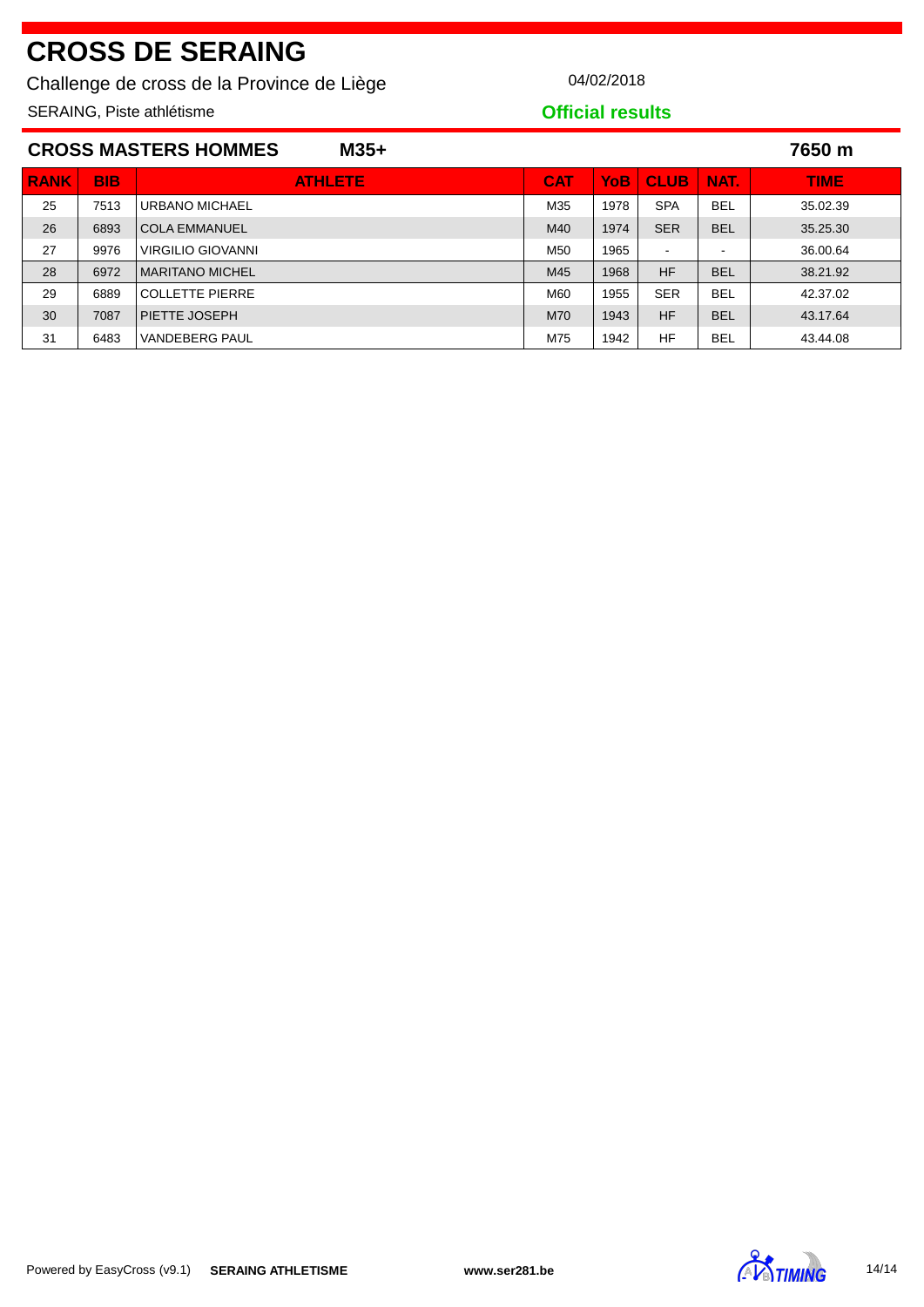# CROSS DE SERAING

Challenge de cross de la Province de Liège

04/02/2018

SERAING, Piste athlétisme

**Official results**

## CROSS MASTERS HOMMES M35+ 7650 m

| RANK | BIB | ATHLETE | CAT | YoB | CLUB | NAT. | TIME |
|---|---|---|---|---|---|---|---|
| 25 | 7513 | URBANO MICHAEL | M35 | 1978 | SPA | BEL | 35.02.39 |
| 26 | 6893 | COLA EMMANUEL | M40 | 1974 | SER | BEL | 35.25.30 |
| 27 | 9976 | VIRGILIO GIOVANNI | M50 | 1965 | - | - | 36.00.64 |
| 28 | 6972 | MARITANO MICHEL | M45 | 1968 | HF | BEL | 38.21.92 |
| 29 | 6889 | COLLETTE PIERRE | M60 | 1955 | SER | BEL | 42.37.02 |
| 30 | 7087 | PIETTE JOSEPH | M70 | 1943 | HF | BEL | 43.17.64 |
| 31 | 6483 | VANDEBERG PAUL | M75 | 1942 | HF | BEL | 43.44.08 |